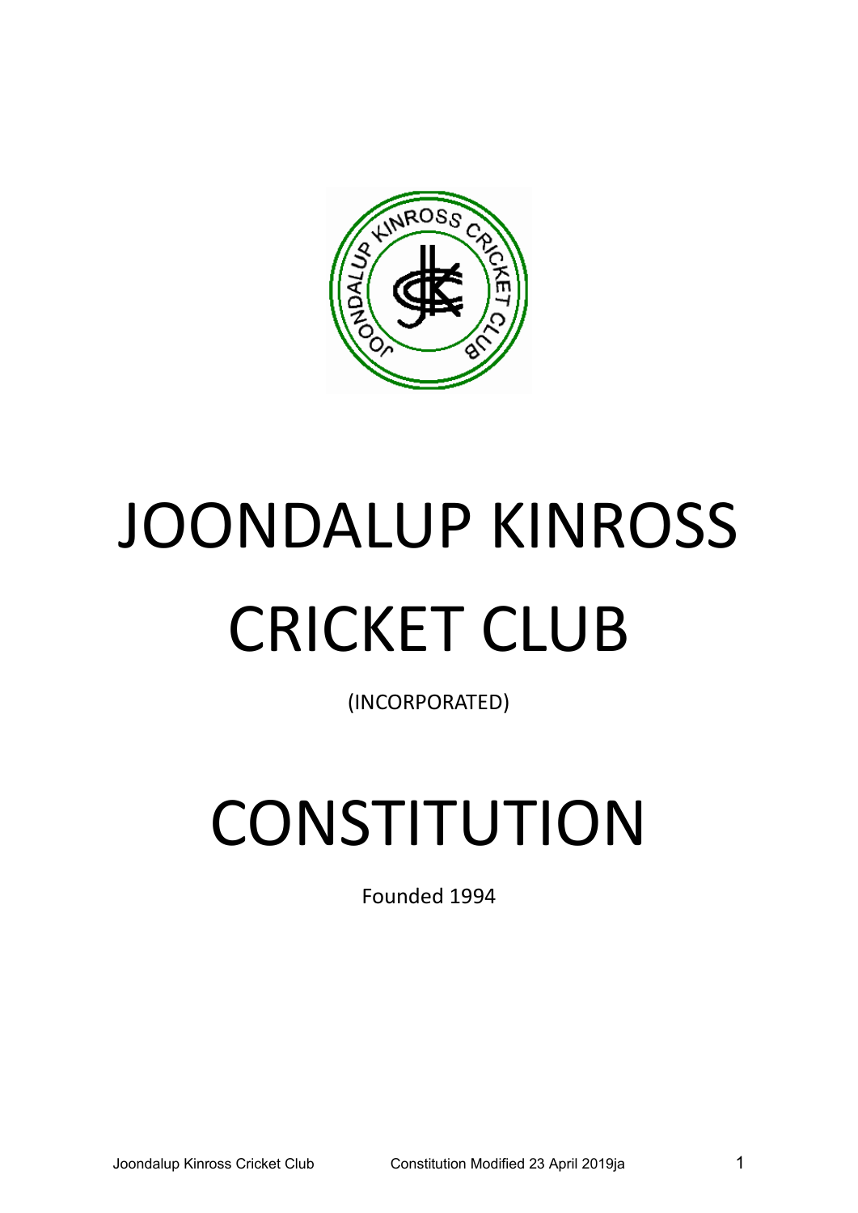# JOONDALUP KINROSS CRICKET CLUB

(INCORPORATED)

# CONSTITUTION

Founded 1994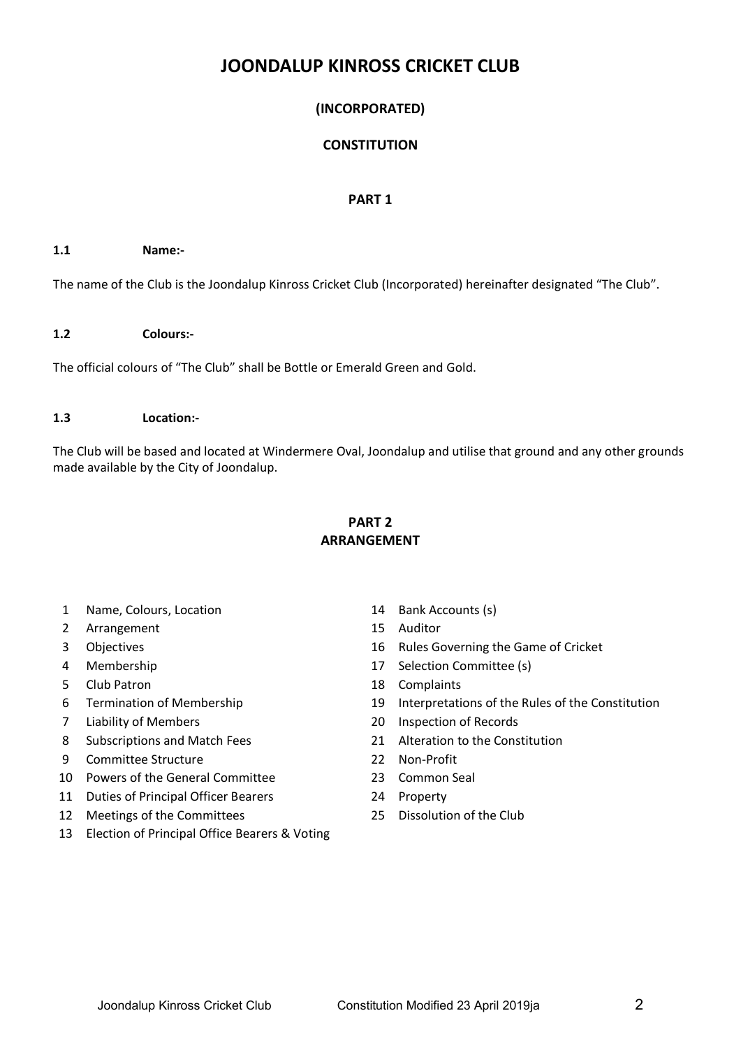# JOONDALUP KINROSS CRICKET CLUB

## (INCORPORATED)

## CONSTITUTION

## PART 1

### 1.1 Name:-

The name of the Club is the Joondalup Kinross Cricket Club (Incorporated) hereinafter designated "The Club".

### 1.2 Colours:-

The official colours of "The Club" shall be Bottle or Emerald Green and Gold.

### 1.3 Location:-

The Club will be based and located at Windermere Oval, Joondalup and utilise that ground and any other grounds made available by the City of Joondalup.

## PART 2
## ARRANGEMENT

1. Name, Colours, Location
2. Arrangement
3. Objectives
4. Membership
5. Club Patron
6. Termination of Membership
7. Liability of Members
8. Subscriptions and Match Fees
9. Committee Structure
10. Powers of the General Committee
11. Duties of Principal Officer Bearers
12. Meetings of the Committees
13. Election of Principal Office Bearers & Voting
14. Bank Accounts (s)
15. Auditor
16. Rules Governing the Game of Cricket
17. Selection Committee (s)
18. Complaints
19. Interpretations of the Rules of the Constitution
20. Inspection of Records
21. Alteration to the Constitution
22. Non-Profit
23. Common Seal
24. Property
25. Dissolution of the Club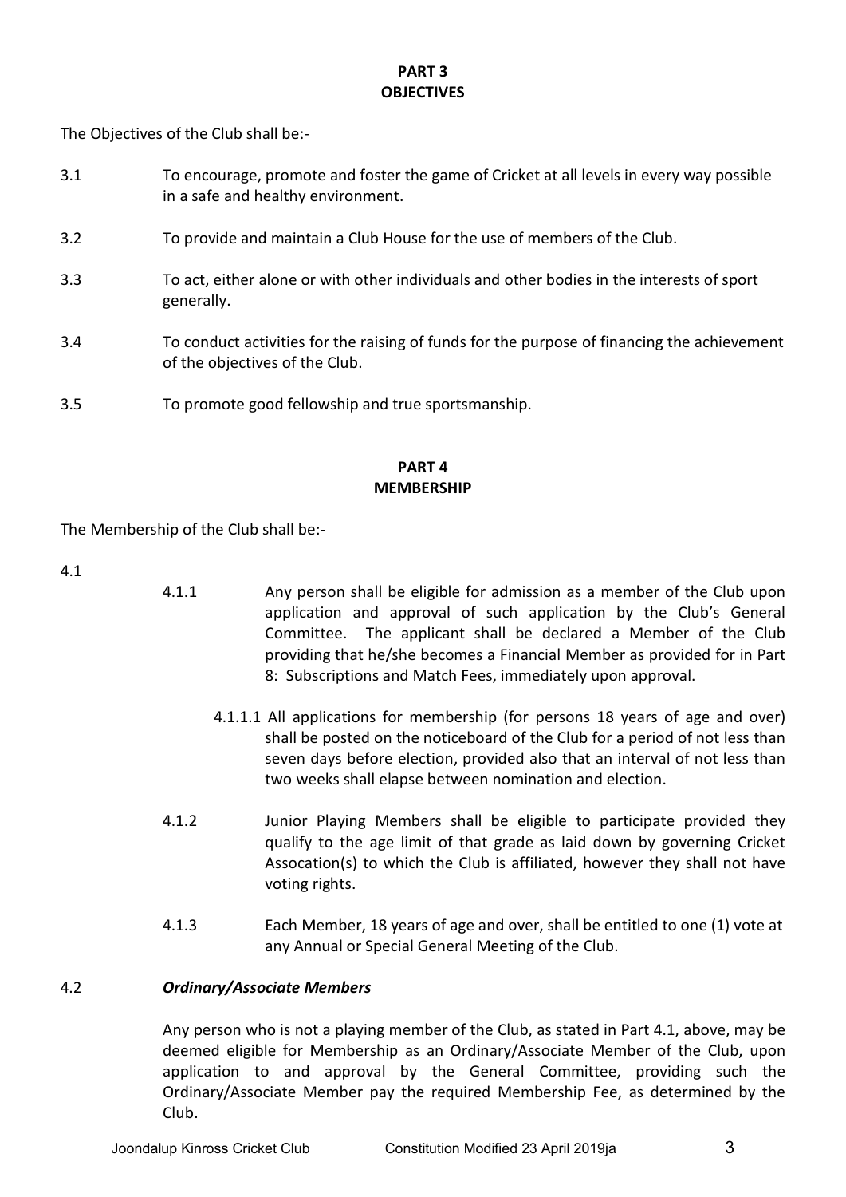## PART 3
## OBJECTIVES

The Objectives of the Club shall be:-

3.1 To encourage, promote and foster the game of Cricket at all levels in every way possible in a safe and healthy environment.

3.2 To provide and maintain a Club House for the use of members of the Club.

3.3 To act, either alone or with other individuals and other bodies in the interests of sport generally.

3.4 To conduct activities for the raising of funds for the purpose of financing the achievement of the objectives of the Club.

3.5 To promote good fellowship and true sportsmanship.

## PART 4
## MEMBERSHIP

The Membership of the Club shall be:-

4.1

4.1.1 Any person shall be eligible for admission as a member of the Club upon application and approval of such application by the Club's General Committee. The applicant shall be declared a Member of the Club providing that he/she becomes a Financial Member as provided for in Part 8: Subscriptions and Match Fees, immediately upon approval.

4.1.1.1 All applications for membership (for persons 18 years of age and over) shall be posted on the noticeboard of the Club for a period of not less than seven days before election, provided also that an interval of not less than two weeks shall elapse between nomination and election.

4.1.2 Junior Playing Members shall be eligible to participate provided they qualify to the age limit of that grade as laid down by governing Cricket Assocation(s) to which the Club is affiliated, however they shall not have voting rights.

4.1.3 Each Member, 18 years of age and over, shall be entitled to one (1) vote at any Annual or Special General Meeting of the Club.

4.2 ***Ordinary/Associate Members***

Any person who is not a playing member of the Club, as stated in Part 4.1, above, may be deemed eligible for Membership as an Ordinary/Associate Member of the Club, upon application to and approval by the General Committee, providing such the Ordinary/Associate Member pay the required Membership Fee, as determined by the Club.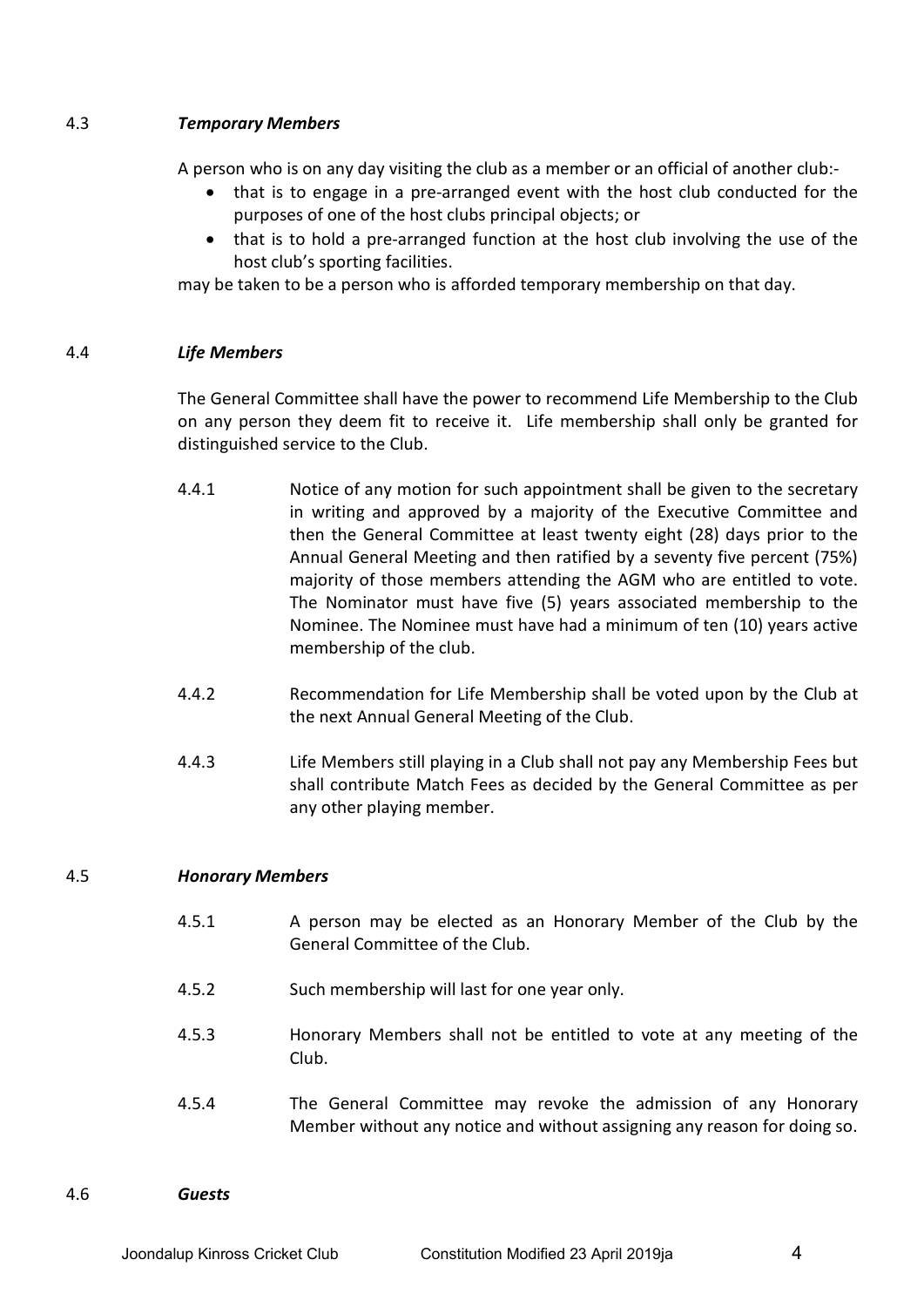### 4.3 ***Temporary Members***

A person who is on any day visiting the club as a member or an official of another club:-

- that is to engage in a pre-arranged event with the host club conducted for the purposes of one of the host clubs principal objects; or
- that is to hold a pre-arranged function at the host club involving the use of the host club's sporting facilities.

may be taken to be a person who is afforded temporary membership on that day.

### 4.4 ***Life Members***

The General Committee shall have the power to recommend Life Membership to the Club on any person they deem fit to receive it. Life membership shall only be granted for distinguished service to the Club.

4.4.1 Notice of any motion for such appointment shall be given to the secretary in writing and approved by a majority of the Executive Committee and then the General Committee at least twenty eight (28) days prior to the Annual General Meeting and then ratified by a seventy five percent (75%) majority of those members attending the AGM who are entitled to vote. The Nominator must have five (5) years associated membership to the Nominee. The Nominee must have had a minimum of ten (10) years active membership of the club.

4.4.2 Recommendation for Life Membership shall be voted upon by the Club at the next Annual General Meeting of the Club.

4.4.3 Life Members still playing in a Club shall not pay any Membership Fees but shall contribute Match Fees as decided by the General Committee as per any other playing member.

### 4.5 ***Honorary Members***

4.5.1 A person may be elected as an Honorary Member of the Club by the General Committee of the Club.

4.5.2 Such membership will last for one year only.

4.5.3 Honorary Members shall not be entitled to vote at any meeting of the Club.

4.5.4 The General Committee may revoke the admission of any Honorary Member without any notice and without assigning any reason for doing so.

### 4.6 ***Guests***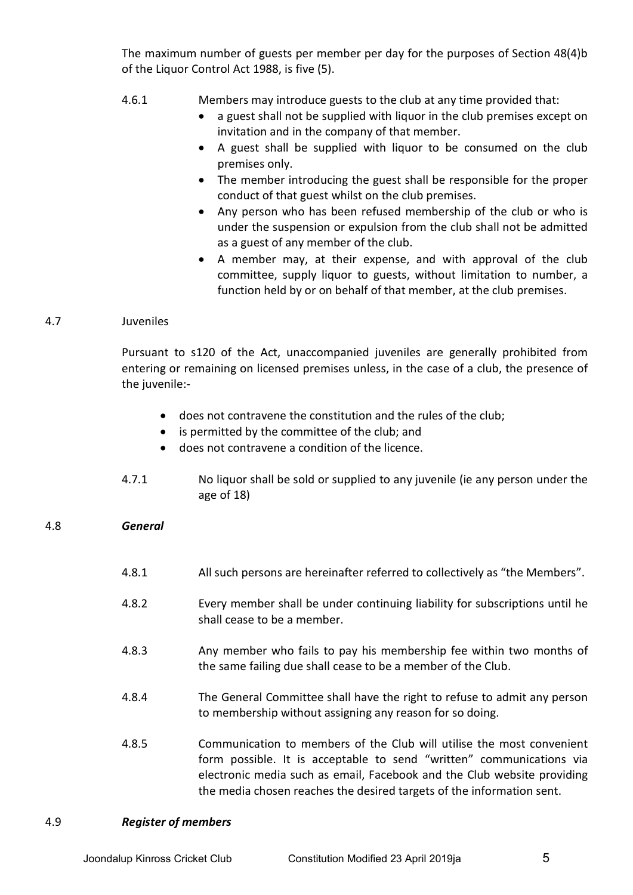The maximum number of guests per member per day for the purposes of Section 48(4)b of the Liquor Control Act 1988, is five (5).

4.6.1 Members may introduce guests to the club at any time provided that:

- a guest shall not be supplied with liquor in the club premises except on invitation and in the company of that member.
- A guest shall be supplied with liquor to be consumed on the club premises only.
- The member introducing the guest shall be responsible for the proper conduct of that guest whilst on the club premises.
- Any person who has been refused membership of the club or who is under the suspension or expulsion from the club shall not be admitted as a guest of any member of the club.
- A member may, at their expense, and with approval of the club committee, supply liquor to guests, without limitation to number, a function held by or on behalf of that member, at the club premises.

4.7 Juveniles

Pursuant to s120 of the Act, unaccompanied juveniles are generally prohibited from entering or remaining on licensed premises unless, in the case of a club, the presence of the juvenile:-

- does not contravene the constitution and the rules of the club;
- is permitted by the committee of the club; and
- does not contravene a condition of the licence.

4.7.1 No liquor shall be sold or supplied to any juvenile (ie any person under the age of 18)

4.8 ***General***

4.8.1 All such persons are hereinafter referred to collectively as "the Members".

4.8.2 Every member shall be under continuing liability for subscriptions until he shall cease to be a member.

4.8.3 Any member who fails to pay his membership fee within two months of the same failing due shall cease to be a member of the Club.

4.8.4 The General Committee shall have the right to refuse to admit any person to membership without assigning any reason for so doing.

4.8.5 Communication to members of the Club will utilise the most convenient form possible. It is acceptable to send "written" communications via electronic media such as email, Facebook and the Club website providing the media chosen reaches the desired targets of the information sent.

4.9 ***Register of members***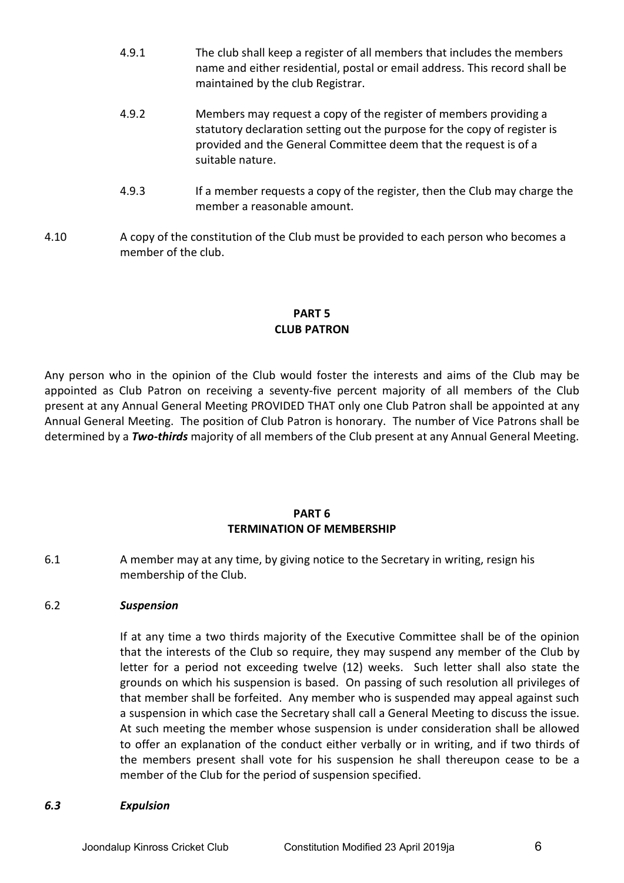4.9.1 The club shall keep a register of all members that includes the members name and either residential, postal or email address. This record shall be maintained by the club Registrar.

4.9.2 Members may request a copy of the register of members providing a statutory declaration setting out the purpose for the copy of register is provided and the General Committee deem that the request is of a suitable nature.

4.9.3 If a member requests a copy of the register, then the Club may charge the member a reasonable amount.

4.10 A copy of the constitution of the Club must be provided to each person who becomes a member of the club.

## PART 5
## CLUB PATRON

Any person who in the opinion of the Club would foster the interests and aims of the Club may be appointed as Club Patron on receiving a seventy-five percent majority of all members of the Club present at any Annual General Meeting PROVIDED THAT only one Club Patron shall be appointed at any Annual General Meeting. The position of Club Patron is honorary. The number of Vice Patrons shall be determined by a ***Two-thirds*** majority of all members of the Club present at any Annual General Meeting.

## PART 6
## TERMINATION OF MEMBERSHIP

6.1 A member may at any time, by giving notice to the Secretary in writing, resign his membership of the Club.

6.2 ***Suspension***

If at any time a two thirds majority of the Executive Committee shall be of the opinion that the interests of the Club so require, they may suspend any member of the Club by letter for a period not exceeding twelve (12) weeks. Such letter shall also state the grounds on which his suspension is based. On passing of such resolution all privileges of that member shall be forfeited. Any member who is suspended may appeal against such a suspension in which case the Secretary shall call a General Meeting to discuss the issue. At such meeting the member whose suspension is under consideration shall be allowed to offer an explanation of the conduct either verbally or in writing, and if two thirds of the members present shall vote for his suspension he shall thereupon cease to be a member of the Club for the period of suspension specified.

***6.3 Expulsion***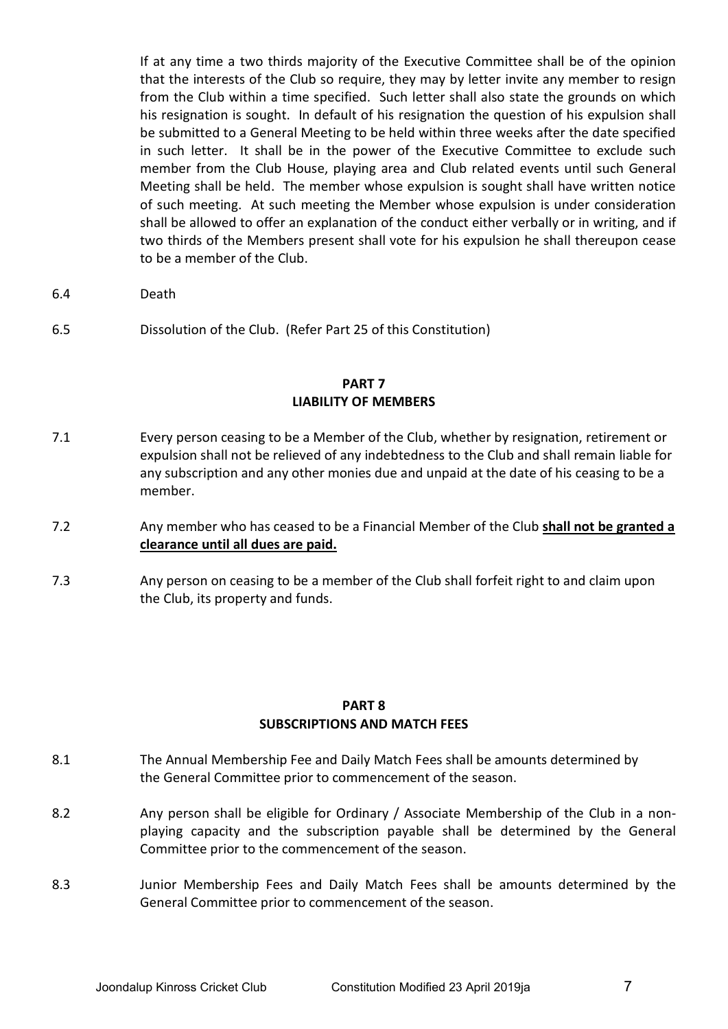If at any time a two thirds majority of the Executive Committee shall be of the opinion that the interests of the Club so require, they may by letter invite any member to resign from the Club within a time specified. Such letter shall also state the grounds on which his resignation is sought. In default of his resignation the question of his expulsion shall be submitted to a General Meeting to be held within three weeks after the date specified in such letter. It shall be in the power of the Executive Committee to exclude such member from the Club House, playing area and Club related events until such General Meeting shall be held. The member whose expulsion is sought shall have written notice of such meeting. At such meeting the Member whose expulsion is under consideration shall be allowed to offer an explanation of the conduct either verbally or in writing, and if two thirds of the Members present shall vote for his expulsion he shall thereupon cease to be a member of the Club.

6.4 Death

6.5 Dissolution of the Club. (Refer Part 25 of this Constitution)

## PART 7
## LIABILITY OF MEMBERS

7.1 Every person ceasing to be a Member of the Club, whether by resignation, retirement or expulsion shall not be relieved of any indebtedness to the Club and shall remain liable for any subscription and any other monies due and unpaid at the date of his ceasing to be a member.

7.2 Any member who has ceased to be a Financial Member of the Club **shall not be granted a clearance until all dues are paid.**

7.3 Any person on ceasing to be a member of the Club shall forfeit right to and claim upon the Club, its property and funds.

## PART 8
## SUBSCRIPTIONS AND MATCH FEES

8.1 The Annual Membership Fee and Daily Match Fees shall be amounts determined by the General Committee prior to commencement of the season.

8.2 Any person shall be eligible for Ordinary / Associate Membership of the Club in a non-playing capacity and the subscription payable shall be determined by the General Committee prior to the commencement of the season.

8.3 Junior Membership Fees and Daily Match Fees shall be amounts determined by the General Committee prior to commencement of the season.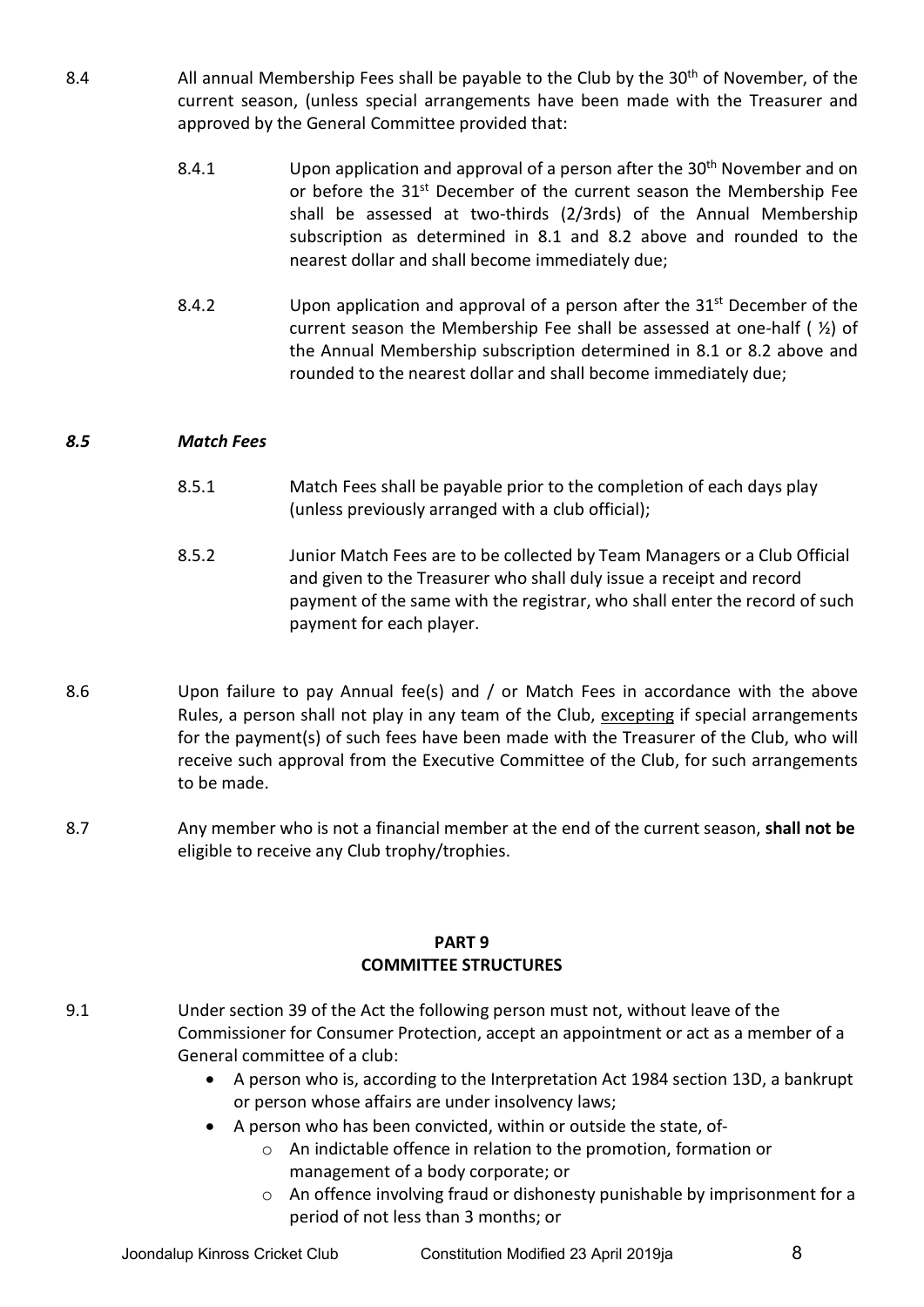8.4 All annual Membership Fees shall be payable to the Club by the 30th of November, of the current season, (unless special arrangements have been made with the Treasurer and approved by the General Committee provided that:

8.4.1 Upon application and approval of a person after the 30th November and on or before the 31st December of the current season the Membership Fee shall be assessed at two-thirds (2/3rds) of the Annual Membership subscription as determined in 8.1 and 8.2 above and rounded to the nearest dollar and shall become immediately due;

8.4.2 Upon application and approval of a person after the 31st December of the current season the Membership Fee shall be assessed at one-half ( ½) of the Annual Membership subscription determined in 8.1 or 8.2 above and rounded to the nearest dollar and shall become immediately due;

***8.5 Match Fees***

8.5.1 Match Fees shall be payable prior to the completion of each days play (unless previously arranged with a club official);

8.5.2 Junior Match Fees are to be collected by Team Managers or a Club Official and given to the Treasurer who shall duly issue a receipt and record payment of the same with the registrar, who shall enter the record of such payment for each player.

8.6 Upon failure to pay Annual fee(s) and / or Match Fees in accordance with the above Rules, a person shall not play in any team of the Club, excepting if special arrangements for the payment(s) of such fees have been made with the Treasurer of the Club, who will receive such approval from the Executive Committee of the Club, for such arrangements to be made.

8.7 Any member who is not a financial member at the end of the current season, **shall not be** eligible to receive any Club trophy/trophies.

## PART 9
## COMMITTEE STRUCTURES

9.1 Under section 39 of the Act the following person must not, without leave of the Commissioner for Consumer Protection, accept an appointment or act as a member of a General committee of a club:

- A person who is, according to the Interpretation Act 1984 section 13D, a bankrupt or person whose affairs are under insolvency laws;
- A person who has been convicted, within or outside the state, of-
  - An indictable offence in relation to the promotion, formation or management of a body corporate; or
  - An offence involving fraud or dishonesty punishable by imprisonment for a period of not less than 3 months; or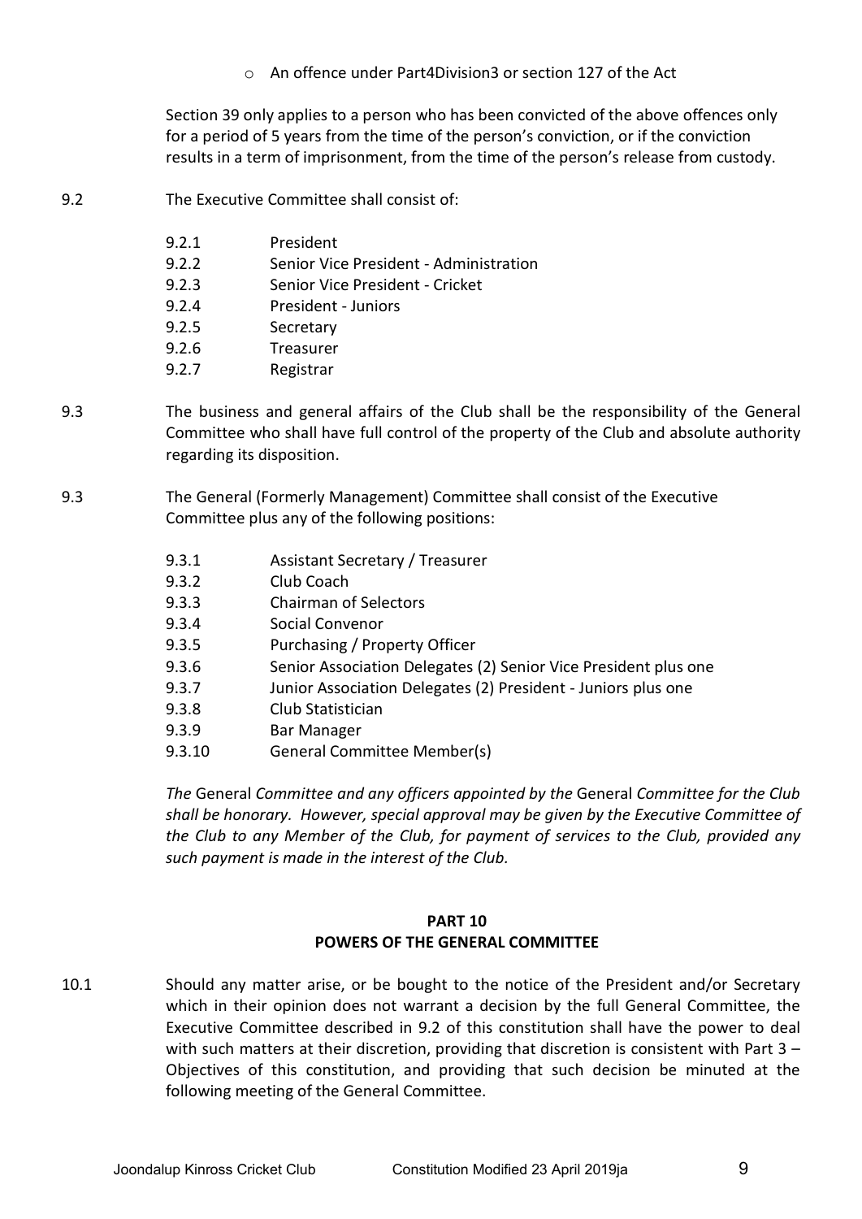- An offence under Part4Division3 or section 127 of the Act

Section 39 only applies to a person who has been convicted of the above offences only for a period of 5 years from the time of the person's conviction, or if the conviction results in a term of imprisonment, from the time of the person's release from custody.

9.2 The Executive Committee shall consist of:

- 9.2.1 President
- 9.2.2 Senior Vice President - Administration
- 9.2.3 Senior Vice President - Cricket
- 9.2.4 President - Juniors
- 9.2.5 Secretary
- 9.2.6 Treasurer
- 9.2.7 Registrar

9.3 The business and general affairs of the Club shall be the responsibility of the General Committee who shall have full control of the property of the Club and absolute authority regarding its disposition.

9.3 The General (Formerly Management) Committee shall consist of the Executive Committee plus any of the following positions:

- 9.3.1 Assistant Secretary / Treasurer
- 9.3.2 Club Coach
- 9.3.3 Chairman of Selectors
- 9.3.4 Social Convenor
- 9.3.5 Purchasing / Property Officer
- 9.3.6 Senior Association Delegates (2) Senior Vice President plus one
- 9.3.7 Junior Association Delegates (2) President - Juniors plus one
- 9.3.8 Club Statistician
- 9.3.9 Bar Manager
- 9.3.10 General Committee Member(s)

*The* General *Committee and any officers appointed by the* General *Committee for the Club shall be honorary. However, special approval may be given by the Executive Committee of the Club to any Member of the Club, for payment of services to the Club, provided any such payment is made in the interest of the Club.*

## PART 10
## POWERS OF THE GENERAL COMMITTEE

10.1 Should any matter arise, or be bought to the notice of the President and/or Secretary which in their opinion does not warrant a decision by the full General Committee, the Executive Committee described in 9.2 of this constitution shall have the power to deal with such matters at their discretion, providing that discretion is consistent with Part 3 – Objectives of this constitution, and providing that such decision be minuted at the following meeting of the General Committee.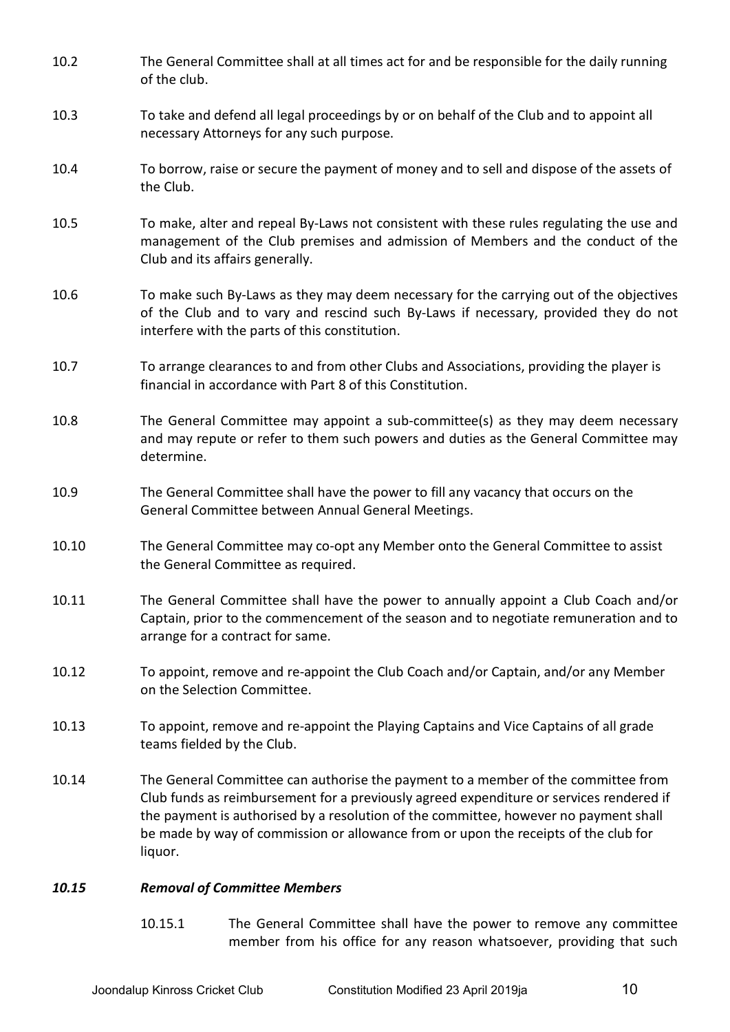10.2 The General Committee shall at all times act for and be responsible for the daily running of the club.

10.3 To take and defend all legal proceedings by or on behalf of the Club and to appoint all necessary Attorneys for any such purpose.

10.4 To borrow, raise or secure the payment of money and to sell and dispose of the assets of the Club.

10.5 To make, alter and repeal By-Laws not consistent with these rules regulating the use and management of the Club premises and admission of Members and the conduct of the Club and its affairs generally.

10.6 To make such By-Laws as they may deem necessary for the carrying out of the objectives of the Club and to vary and rescind such By-Laws if necessary, provided they do not interfere with the parts of this constitution.

10.7 To arrange clearances to and from other Clubs and Associations, providing the player is financial in accordance with Part 8 of this Constitution.

10.8 The General Committee may appoint a sub-committee(s) as they may deem necessary and may repute or refer to them such powers and duties as the General Committee may determine.

10.9 The General Committee shall have the power to fill any vacancy that occurs on the General Committee between Annual General Meetings.

10.10 The General Committee may co-opt any Member onto the General Committee to assist the General Committee as required.

10.11 The General Committee shall have the power to annually appoint a Club Coach and/or Captain, prior to the commencement of the season and to negotiate remuneration and to arrange for a contract for same.

10.12 To appoint, remove and re-appoint the Club Coach and/or Captain, and/or any Member on the Selection Committee.

10.13 To appoint, remove and re-appoint the Playing Captains and Vice Captains of all grade teams fielded by the Club.

10.14 The General Committee can authorise the payment to a member of the committee from Club funds as reimbursement for a previously agreed expenditure or services rendered if the payment is authorised by a resolution of the committee, however no payment shall be made by way of commission or allowance from or upon the receipts of the club for liquor.

***10.15 Removal of Committee Members***

10.15.1 The General Committee shall have the power to remove any committee member from his office for any reason whatsoever, providing that such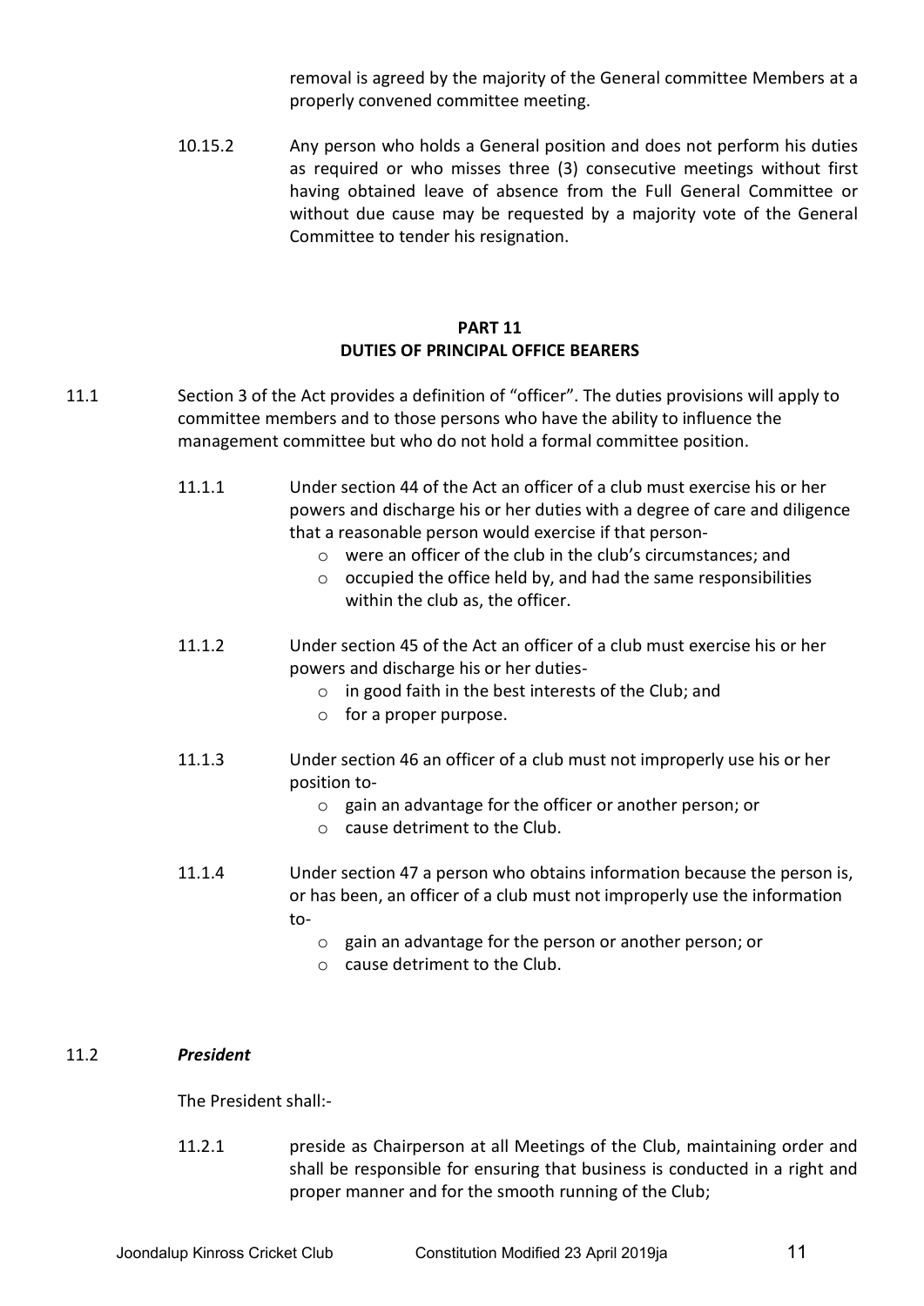removal is agreed by the majority of the General committee Members at a properly convened committee meeting.

10.15.2 Any person who holds a General position and does not perform his duties as required or who misses three (3) consecutive meetings without first having obtained leave of absence from the Full General Committee or without due cause may be requested by a majority vote of the General Committee to tender his resignation.

## PART 11
## DUTIES OF PRINCIPAL OFFICE BEARERS

11.1 Section 3 of the Act provides a definition of "officer". The duties provisions will apply to committee members and to those persons who have the ability to influence the management committee but who do not hold a formal committee position.

11.1.1 Under section 44 of the Act an officer of a club must exercise his or her powers and discharge his or her duties with a degree of care and diligence that a reasonable person would exercise if that person-

- were an officer of the club in the club's circumstances; and
- occupied the office held by, and had the same responsibilities within the club as, the officer.

11.1.2 Under section 45 of the Act an officer of a club must exercise his or her powers and discharge his or her duties-

- in good faith in the best interests of the Club; and
- for a proper purpose.

11.1.3 Under section 46 an officer of a club must not improperly use his or her position to-

- gain an advantage for the officer or another person; or
- cause detriment to the Club.

11.1.4 Under section 47 a person who obtains information because the person is, or has been, an officer of a club must not improperly use the information to-

- gain an advantage for the person or another person; or
- cause detriment to the Club.

11.2 ***President***

The President shall:-

11.2.1 preside as Chairperson at all Meetings of the Club, maintaining order and shall be responsible for ensuring that business is conducted in a right and proper manner and for the smooth running of the Club;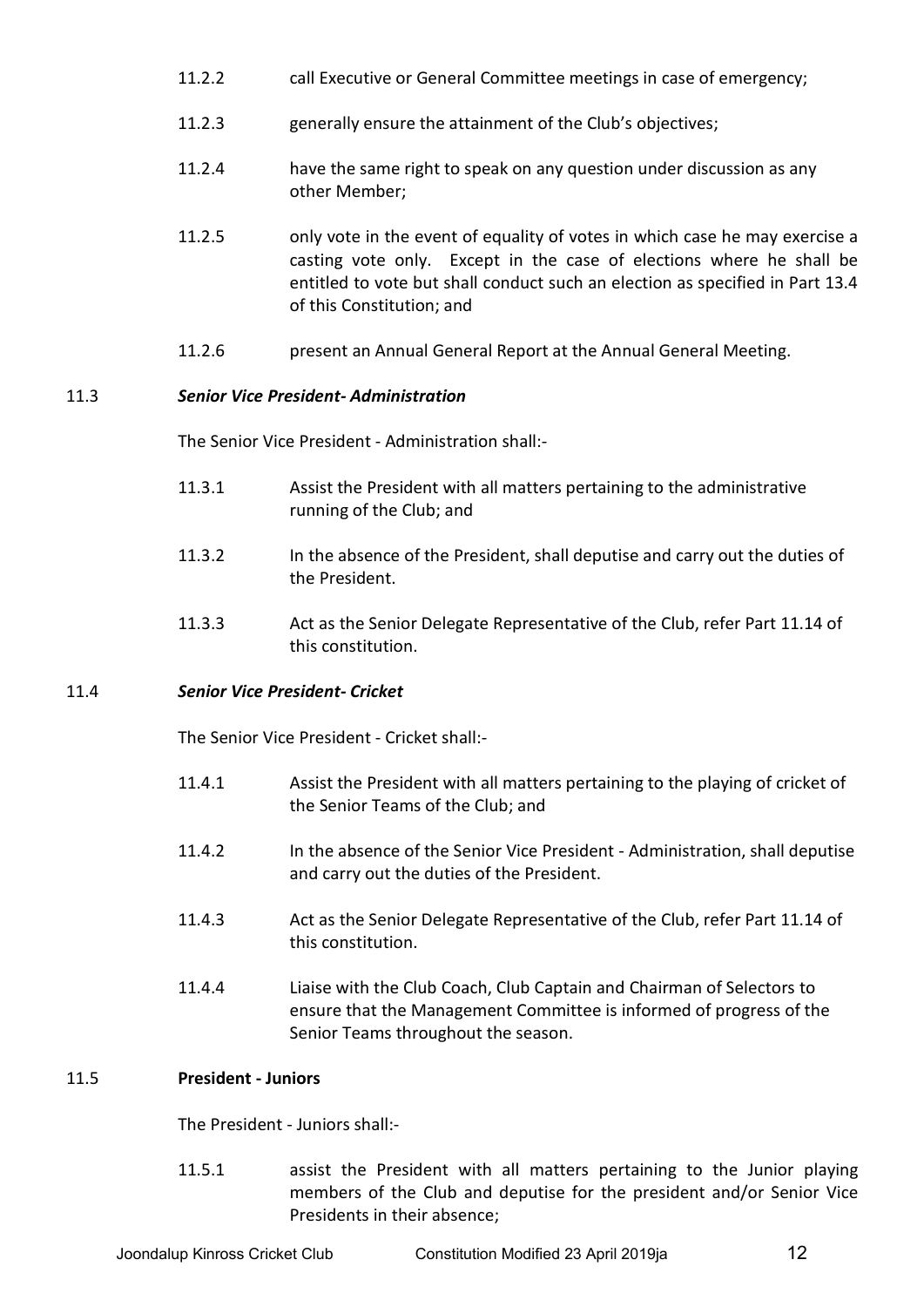11.2.2 call Executive or General Committee meetings in case of emergency;

11.2.3 generally ensure the attainment of the Club's objectives;

11.2.4 have the same right to speak on any question under discussion as any other Member;

11.2.5 only vote in the event of equality of votes in which case he may exercise a casting vote only. Except in the case of elections where he shall be entitled to vote but shall conduct such an election as specified in Part 13.4 of this Constitution; and

11.2.6 present an Annual General Report at the Annual General Meeting.

### 11.3 *Senior Vice President- Administration*

The Senior Vice President - Administration shall:-

11.3.1 Assist the President with all matters pertaining to the administrative running of the Club; and

11.3.2 In the absence of the President, shall deputise and carry out the duties of the President.

11.3.3 Act as the Senior Delegate Representative of the Club, refer Part 11.14 of this constitution.

### 11.4 *Senior Vice President- Cricket*

The Senior Vice President - Cricket shall:-

11.4.1 Assist the President with all matters pertaining to the playing of cricket of the Senior Teams of the Club; and

11.4.2 In the absence of the Senior Vice President - Administration, shall deputise and carry out the duties of the President.

11.4.3 Act as the Senior Delegate Representative of the Club, refer Part 11.14 of this constitution.

11.4.4 Liaise with the Club Coach, Club Captain and Chairman of Selectors to ensure that the Management Committee is informed of progress of the Senior Teams throughout the season.

### 11.5 **President - Juniors**

The President - Juniors shall:-

11.5.1 assist the President with all matters pertaining to the Junior playing members of the Club and deputise for the president and/or Senior Vice Presidents in their absence;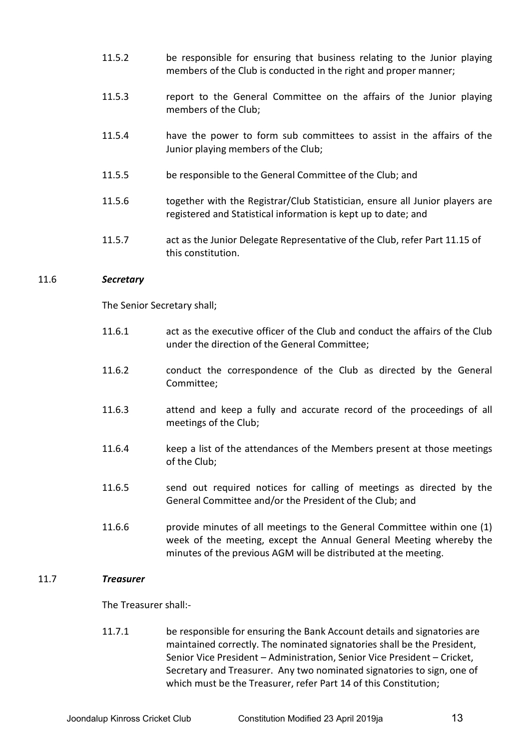11.5.2 be responsible for ensuring that business relating to the Junior playing members of the Club is conducted in the right and proper manner;

11.5.3 report to the General Committee on the affairs of the Junior playing members of the Club;

11.5.4 have the power to form sub committees to assist in the affairs of the Junior playing members of the Club;

11.5.5 be responsible to the General Committee of the Club; and

11.5.6 together with the Registrar/Club Statistician, ensure all Junior players are registered and Statistical information is kept up to date; and

11.5.7 act as the Junior Delegate Representative of the Club, refer Part 11.15 of this constitution.

### 11.6 *Secretary*

The Senior Secretary shall;

11.6.1 act as the executive officer of the Club and conduct the affairs of the Club under the direction of the General Committee;

11.6.2 conduct the correspondence of the Club as directed by the General Committee;

11.6.3 attend and keep a fully and accurate record of the proceedings of all meetings of the Club;

11.6.4 keep a list of the attendances of the Members present at those meetings of the Club;

11.6.5 send out required notices for calling of meetings as directed by the General Committee and/or the President of the Club; and

11.6.6 provide minutes of all meetings to the General Committee within one (1) week of the meeting, except the Annual General Meeting whereby the minutes of the previous AGM will be distributed at the meeting.

### 11.7 *Treasurer*

The Treasurer shall:-

11.7.1 be responsible for ensuring the Bank Account details and signatories are maintained correctly. The nominated signatories shall be the President, Senior Vice President – Administration, Senior Vice President – Cricket, Secretary and Treasurer. Any two nominated signatories to sign, one of which must be the Treasurer, refer Part 14 of this Constitution;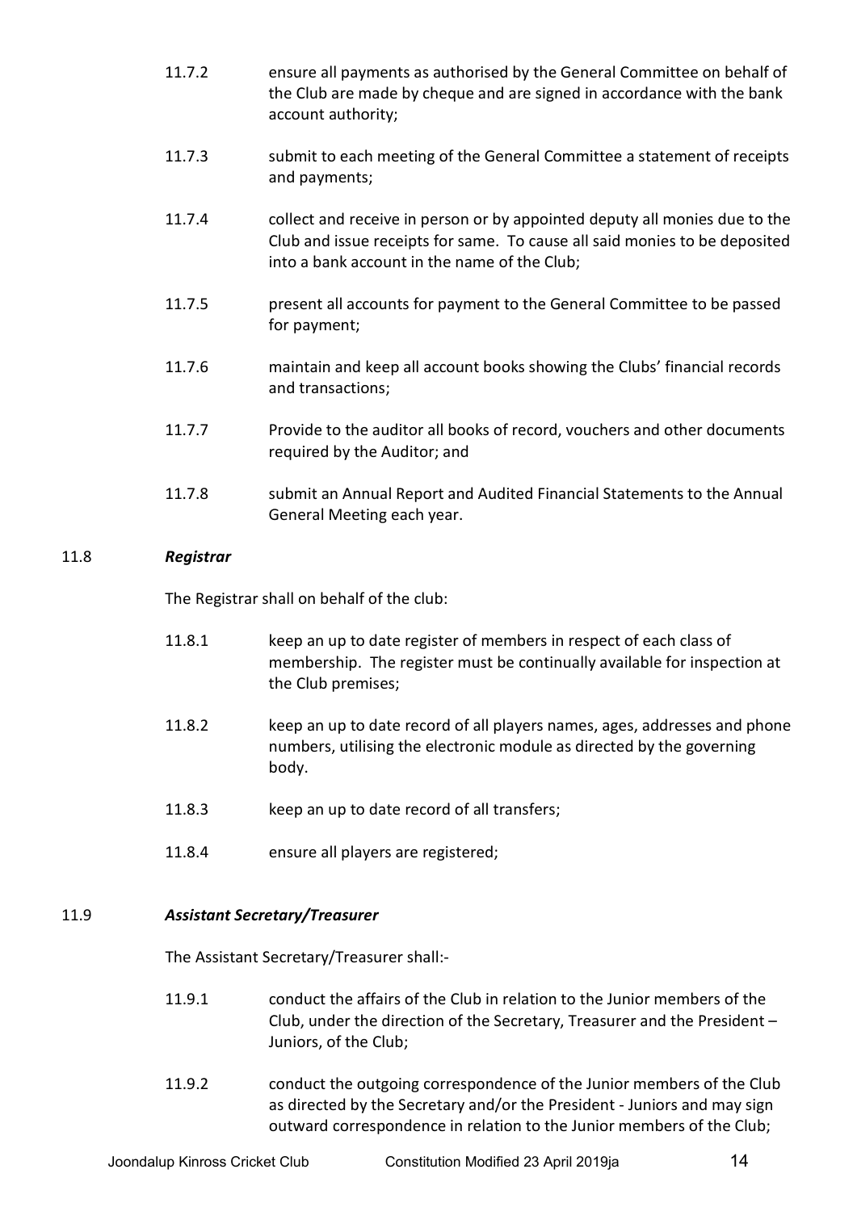11.7.2 ensure all payments as authorised by the General Committee on behalf of the Club are made by cheque and are signed in accordance with the bank account authority;

11.7.3 submit to each meeting of the General Committee a statement of receipts and payments;

11.7.4 collect and receive in person or by appointed deputy all monies due to the Club and issue receipts for same. To cause all said monies to be deposited into a bank account in the name of the Club;

11.7.5 present all accounts for payment to the General Committee to be passed for payment;

11.7.6 maintain and keep all account books showing the Clubs' financial records and transactions;

11.7.7 Provide to the auditor all books of record, vouchers and other documents required by the Auditor; and

11.7.8 submit an Annual Report and Audited Financial Statements to the Annual General Meeting each year.

### 11.8 ***Registrar***

The Registrar shall on behalf of the club:

11.8.1 keep an up to date register of members in respect of each class of membership. The register must be continually available for inspection at the Club premises;

11.8.2 keep an up to date record of all players names, ages, addresses and phone numbers, utilising the electronic module as directed the governing body.

11.8.3 keep an up to date record of all transfers;

11.8.4 ensure all players are registered;

### 11.9 ***Assistant Secretary/Treasurer***

The Assistant Secretary/Treasurer shall:-

11.9.1 conduct the affairs of the Club in relation to the Junior members of the Club, under the direction of the Secretary, Treasurer and the President – Juniors, of the Club;

11.9.2 conduct the outgoing correspondence of the Junior members of the Club as directed by the Secretary and/or the President - Juniors and may sign outward correspondence in relation to the Junior members of the Club;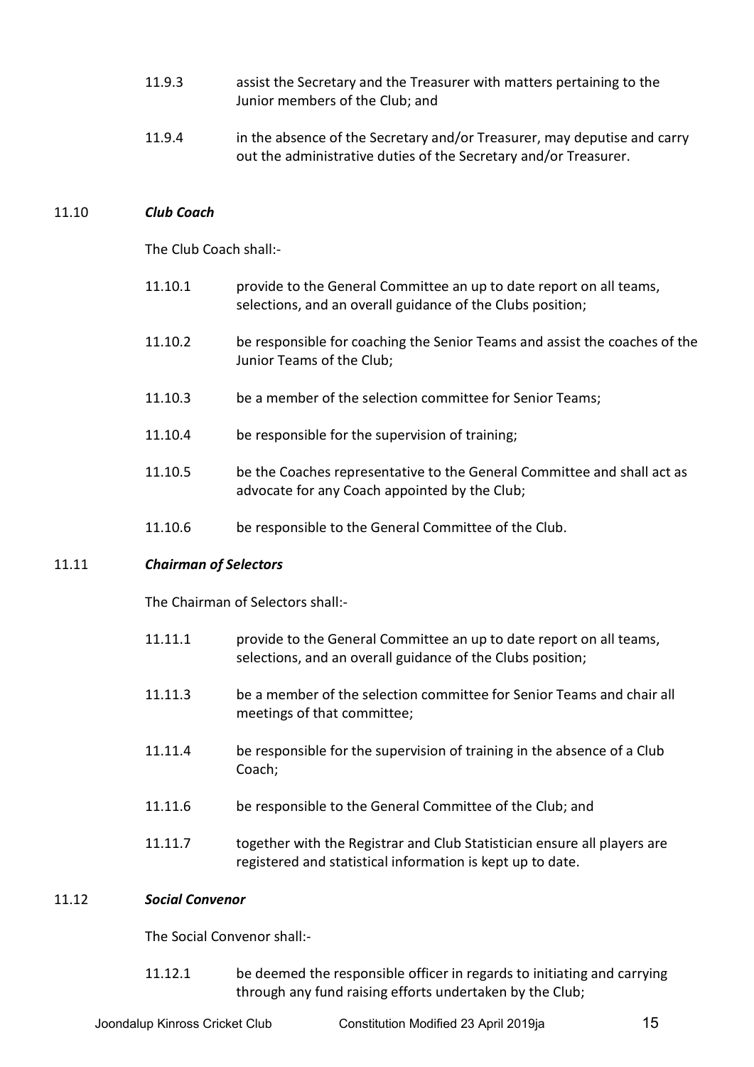11.9.3 assist the Secretary and the Treasurer with matters pertaining to the Junior members of the Club; and

11.9.4 in the absence of the Secretary and/or Treasurer, may deputise and carry out the administrative duties of the Secretary and/or Treasurer.

11.10 ***Club Coach***

The Club Coach shall:-

11.10.1 provide to the General Committee an up to date report on all teams, selections, and an overall guidance of the Clubs position;

11.10.2 be responsible for coaching the Senior Teams and assist the coaches of the Junior Teams of the Club;

11.10.3 be a member of the selection committee for Senior Teams;

11.10.4 be responsible for the supervision of training;

11.10.5 be the Coaches representative to the General Committee and shall act as advocate for any Coach appointed by the Club;

11.10.6 be responsible to the General Committee of the Club.

11.11 ***Chairman of Selectors***

The Chairman of Selectors shall:-

11.11.1 provide to the General Committee an up to date report on all teams, selections, and an overall guidance of the Clubs position;

11.11.3 be a member of the selection committee for Senior Teams and chair all meetings of that committee;

11.11.4 be responsible for the supervision of training in the absence of a Club Coach;

11.11.6 be responsible to the General Committee of the Club; and

11.11.7 together with the Registrar and Club Statistician ensure all players are registered and statistical information is kept up to date.

11.12 ***Social Convenor***

The Social Convenor shall:-

11.12.1 be deemed the responsible officer in regards to initiating and carrying through any fund raising efforts undertaken by the Club;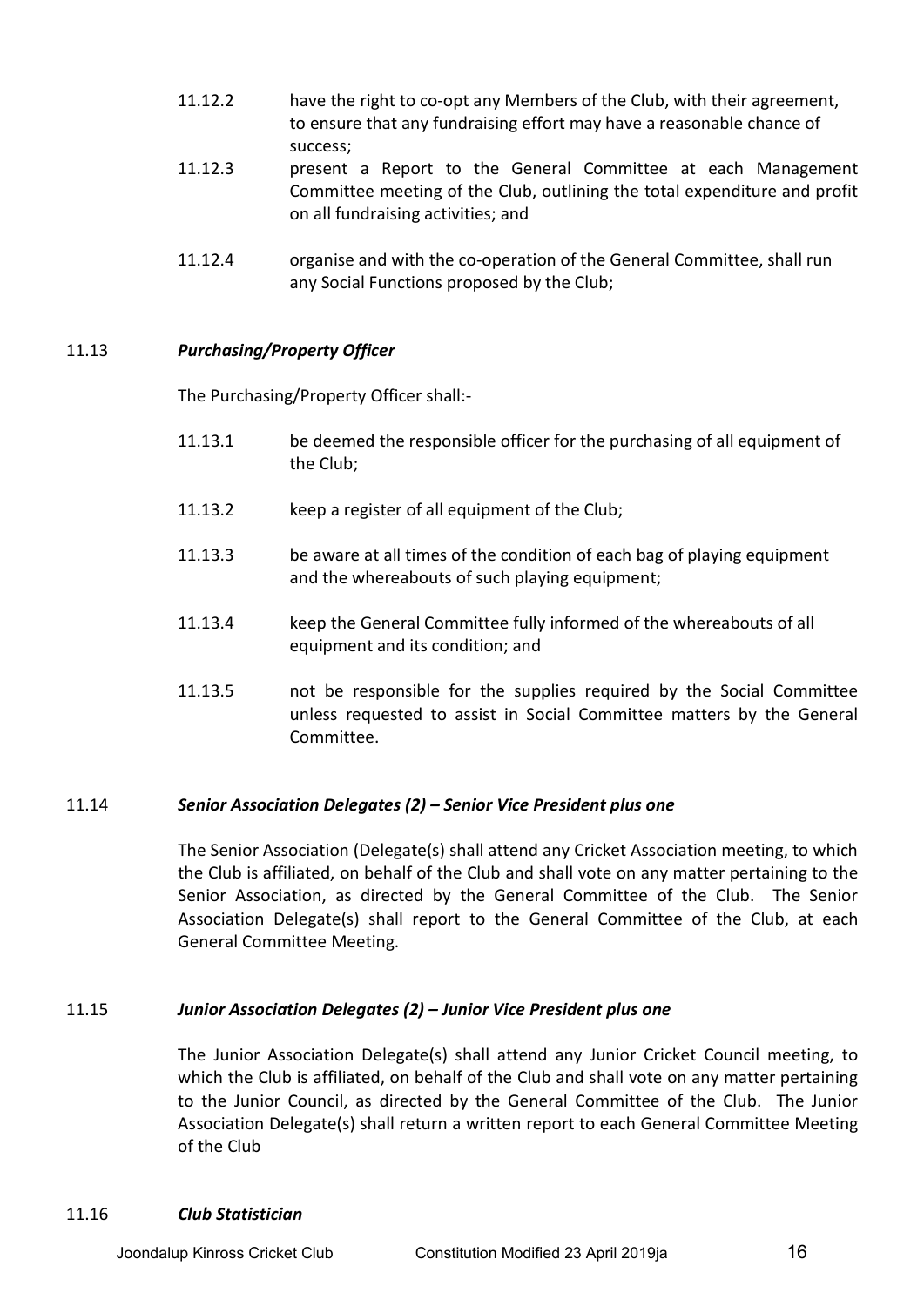11.12.2 have the right to co-opt any Members of the Club, with their agreement, to ensure that any fundraising effort may have a reasonable chance of success;

11.12.3 present a Report to the General Committee at each Management Committee meeting of the Club, outlining the total expenditure and profit on all fundraising activities; and

11.12.4 organise and with the co-operation of the General Committee, shall run any Social Functions proposed by the Club;

### 11.13 *Purchasing/Property Officer*

The Purchasing/Property Officer shall:-

11.13.1 be deemed the responsible officer for the purchasing of all equipment of the Club;

11.13.2 keep a register of all equipment of the Club;

11.13.3 be aware at all times of the condition of each bag of playing equipment and the whereabouts of such playing equipment;

11.13.4 keep the General Committee fully informed of the whereabouts of all equipment and its condition; and

11.13.5 not be responsible for the supplies required by the Social Committee unless requested to assist in Social Committee matters by the General Committee.

### 11.14 *Senior Association Delegates (2) – Senior Vice President plus one*

The Senior Association (Delegate(s) shall attend any Cricket Association meeting, to which the Club is affiliated, on behalf of the Club and shall vote on any matter pertaining to the Senior Association, as directed by the General Committee of the Club. The Senior Association Delegate(s) shall report to the General Committee of the Club, at each General Committee Meeting.

### 11.15 *Junior Association Delegates (2) – Junior Vice President plus one*

The Junior Association Delegate(s) shall attend any Junior Cricket Council meeting, to which the Club is affiliated, on behalf of the Club and shall vote on any matter pertaining to the Junior Council, as directed by the General Committee of the Club. The Junior Association Delegate(s) shall return a written report to each General Committee Meeting of the Club

### 11.16 *Club Statistician*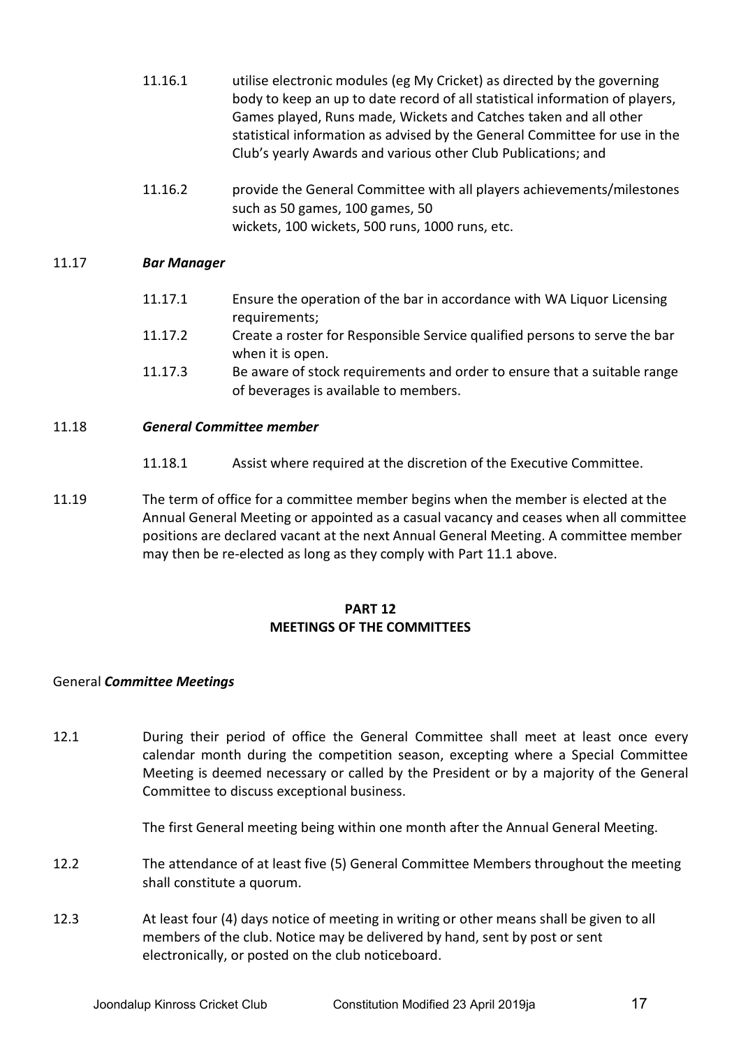11.16.1 utilise electronic modules (eg My Cricket) as directed by the governing body to keep an up to date record of all statistical information of players, Games played, Runs made, Wickets and Catches taken and all other statistical information as advised by the General Committee for use in the Club's yearly Awards and various other Club Publications; and

11.16.2 provide the General Committee with all players achievements/milestones such as 50 games, 100 games, 50 wickets, 100 wickets, 500 runs, 1000 runs, etc.

11.17 ***Bar Manager***

11.17.1 Ensure the operation of the bar in accordance with WA Liquor Licensing requirements;

11.17.2 Create a roster for Responsible Service qualified persons to serve the bar when it is open.

11.17.3 Be aware of stock requirements and order to ensure that a suitable range of beverages is available to members.

11.18 ***General Committee member***

11.18.1 Assist where required at the discretion of the Executive Committee.

11.19 The term of office for a committee member begins when the member is elected at the Annual General Meeting or appointed as a casual vacancy and ceases when all committee positions are declared vacant at the next Annual General Meeting. A committee member may then be re-elected as long as they comply with Part 11.1 above.

## PART 12
## MEETINGS OF THE COMMITTEES

General ***Committee Meetings***

12.1 During their period of office the General Committee shall meet at least once every calendar month during the competition season, excepting where a Special Committee Meeting is deemed necessary or called by the President or by a majority of the General Committee to discuss exceptional business.

The first General meeting being within one month after the Annual General Meeting.

12.2 The attendance of at least five (5) General Committee Members throughout the meeting shall constitute a quorum.

12.3 At least four (4) days notice of meeting in writing or other means shall be given to all members of the club. Notice may be delivered by hand, sent by post or sent electronically, or posted on the club noticeboard.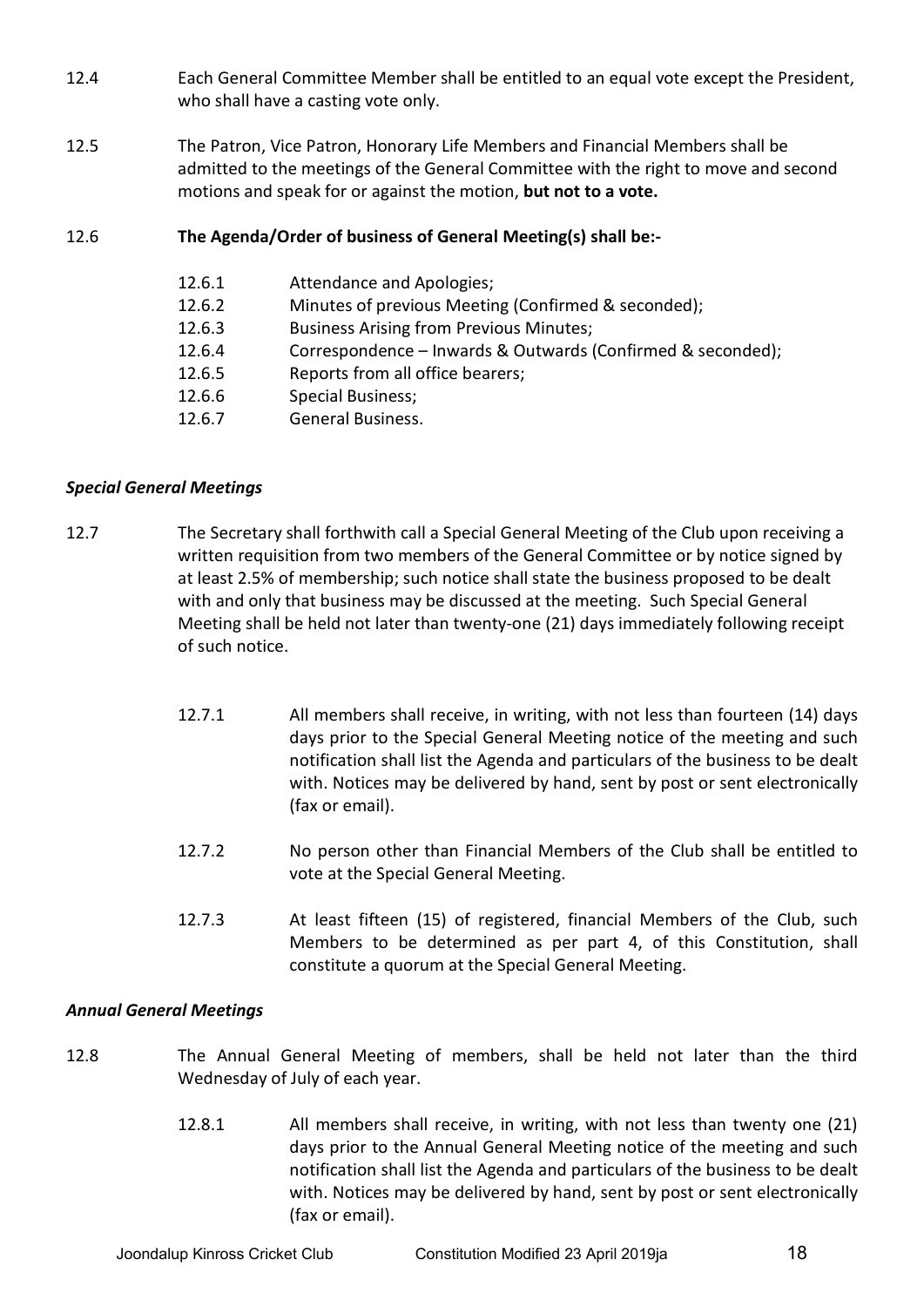12.4 Each General Committee Member shall be entitled to an equal vote except the President, who shall have a casting vote only.

12.5 The Patron, Vice Patron, Honorary Life Members and Financial Members shall be admitted to the meetings of the General Committee with the right to move and second motions and speak for or against the motion, **but not to a vote.**

12.6 **The Agenda/Order of business of General Meeting(s) shall be:-**

- 12.6.1 Attendance and Apologies;
- 12.6.2 Minutes of previous Meeting (Confirmed & seconded);
- 12.6.3 Business Arising from Previous Minutes;
- 12.6.4 Correspondence – Inwards & Outwards (Confirmed & seconded);
- 12.6.5 Reports from all office bearers;
- 12.6.6 Special Business;
- 12.6.7 General Business.

### *Special General Meetings*

12.7 The Secretary shall forthwith call a Special General Meeting of the Club upon receiving a written requisition from two members of the General Committee or by notice signed by at least 2.5% of membership; such notice shall state the business proposed to be dealt with and only that business may be discussed at the meeting. Such Special General Meeting shall be held not later than twenty-one (21) days immediately following receipt of such notice.

> 12.7.1 All members shall receive, in writing, with not less than fourteen (14) days days prior to the Special General Meeting notice of the meeting and such notification shall list the Agenda and particulars of the business to be dealt with. Notices may be delivered by hand, sent by post or sent electronically (fax or email).
>
> 12.7.2 No person other than Financial Members of the Club shall be entitled to vote at the Special General Meeting.
>
> 12.7.3 At least fifteen (15) of registered, financial Members of the Club, such Members to be determined as per part 4, of this Constitution, shall constitute a quorum at the Special General Meeting.

### *Annual General Meetings*

12.8 The Annual General Meeting of members, shall be held not later than the third Wednesday of July of each year.

> 12.8.1 All members shall receive, in writing, with not less than twenty one (21) days prior to the Annual General Meeting notice of the meeting and such notification shall list the Agenda and particulars of the business to be dealt with. Notices may be delivered by hand, sent by post or sent electronically (fax or email).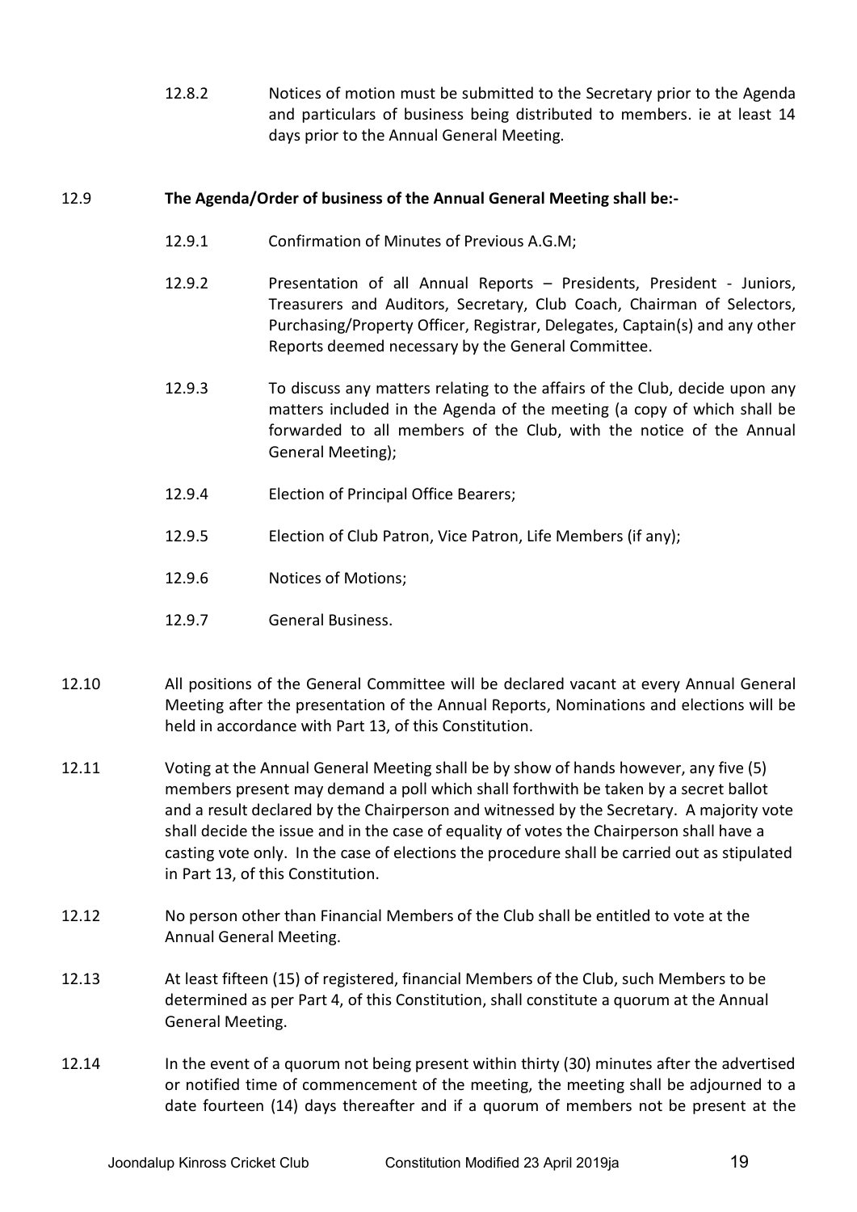12.8.2 Notices of motion must be submitted to the Secretary prior to the Agenda and particulars of business being distributed to members. ie at least 14 days prior to the Annual General Meeting.

12.9 **The Agenda/Order of business of the Annual General Meeting shall be:-**

12.9.1 Confirmation of Minutes of Previous A.G.M;

12.9.2 Presentation of all Annual Reports – Presidents, President - Juniors, Treasurers and Auditors, Secretary, Club Coach, Chairman of Selectors, Purchasing/Property Officer, Registrar, Delegates, Captain(s) and any other Reports deemed necessary by the General Committee.

12.9.3 To discuss any matters relating to the affairs of the Club, decide upon any matters included in the Agenda of the meeting (a copy of which shall be forwarded to all members of the Club, with the notice of the Annual General Meeting);

12.9.4 Election of Principal Office Bearers;

12.9.5 Election of Club Patron, Vice Patron, Life Members (if any);

12.9.6 Notices of Motions;

12.9.7 General Business.

12.10 All positions of the General Committee will be declared vacant at every Annual General Meeting after the presentation of the Annual Reports, Nominations and elections will be held in accordance with Part 13, of this Constitution.

12.11 Voting at the Annual General Meeting shall be by show of hands however, any five (5) members present may demand a poll which shall forthwith be taken by a secret ballot and a result declared by the Chairperson and witnessed by the Secretary. A majority vote shall decide the issue and in the case of equality of votes the Chairperson shall have a casting vote only. In the case of elections the procedure shall be carried out as stipulated in Part 13, of this Constitution.

12.12 No person other than Financial Members of the Club shall be entitled to vote at the Annual General Meeting.

12.13 At least fifteen (15) of registered, financial Members of the Club, such Members to be determined as per Part 4, of this Constitution, shall constitute a quorum at the Annual General Meeting.

12.14 In the event of a quorum not being present within thirty (30) minutes after the advertised or notified time of commencement of the meeting, the meeting shall be adjourned to a date fourteen (14) days thereafter and if a quorum of members not be present at the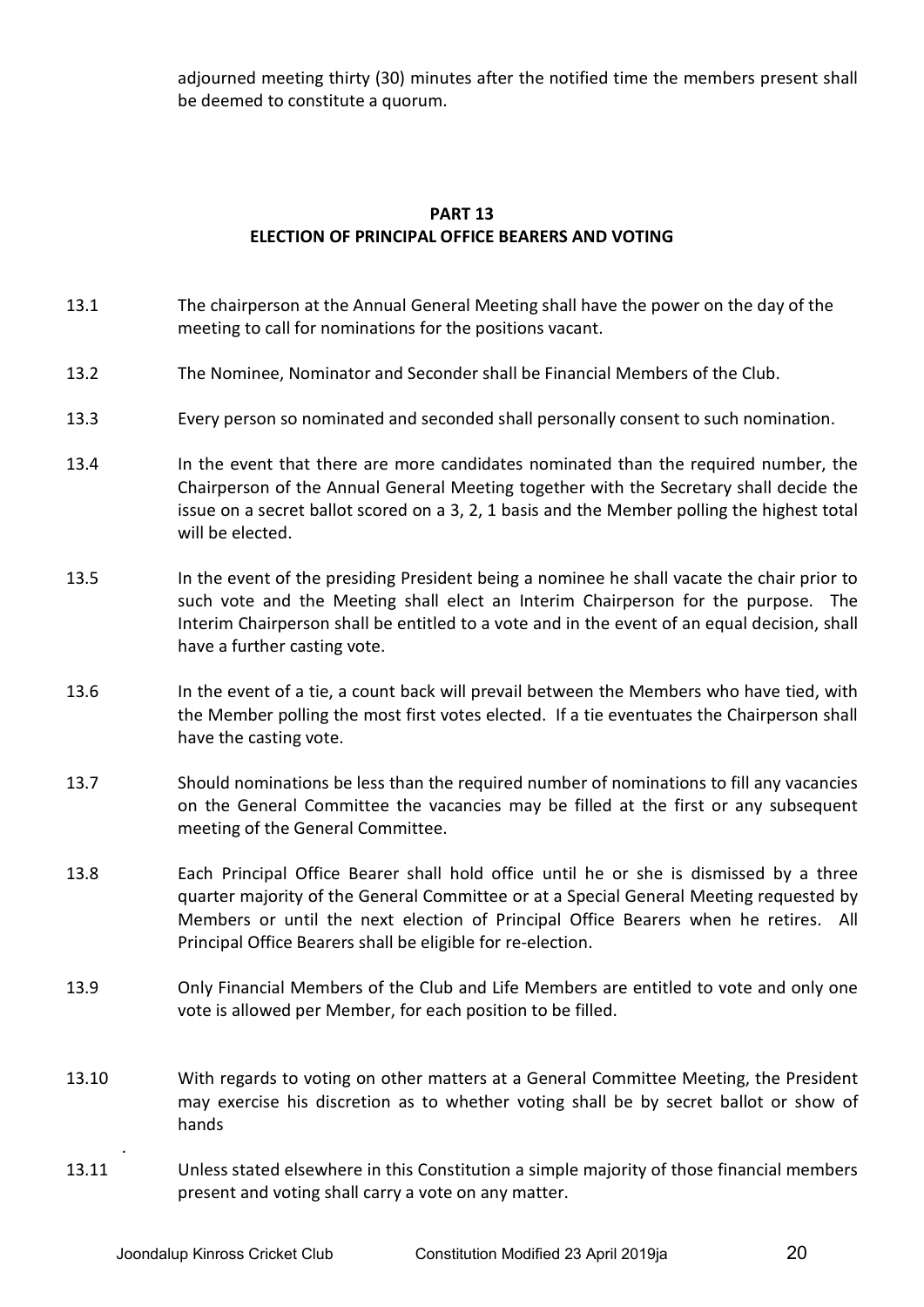adjourned meeting thirty (30) minutes after the notified time the members present shall be deemed to constitute a quorum.

## PART 13
## ELECTION OF PRINCIPAL OFFICE BEARERS AND VOTING

13.1 The chairperson at the Annual General Meeting shall have the power on the day of the meeting to call for nominations for the positions vacant.

13.2 The Nominee, Nominator and Seconder shall be Financial Members of the Club.

13.3 Every person so nominated and seconded shall personally consent to such nomination.

13.4 In the event that there are more candidates nominated than the required number, the Chairperson of the Annual General Meeting together with the Secretary shall decide the issue on a secret ballot scored on a 3, 2, 1 basis and the Member polling the highest total will be elected.

13.5 In the event of the presiding President being a nominee he shall vacate the chair prior to such vote and the Meeting shall elect an Interim Chairperson for the purpose. The Interim Chairperson shall be entitled to a vote and in the event of an equal decision, shall have a further casting vote.

13.6 In the event of a tie, a count back will prevail between the Members who have tied, with the Member polling the most first votes elected. If a tie eventuates the Chairperson shall have the casting vote.

13.7 Should nominations be less than the required number of nominations to fill any vacancies on the General Committee the vacancies may be filled at the first or any subsequent meeting of the General Committee.

13.8 Each Principal Office Bearer shall hold office until he or she is dismissed by a three quarter majority of the General Committee or at a Special General Meeting requested by Members or until the next election of Principal Office Bearers when he retires. All Principal Office Bearers shall be eligible for re-election.

13.9 Only Financial Members of the Club and Life Members are entitled to vote and only one vote is allowed per Member, for each position to be filled.

13.10 With regards to voting on other matters at a General Committee Meeting, the President may exercise his discretion as to whether voting shall be by secret ballot or show of hands

13.11 Unless stated elsewhere in this Constitution a simple majority of those financial members present and voting shall carry a vote on any matter.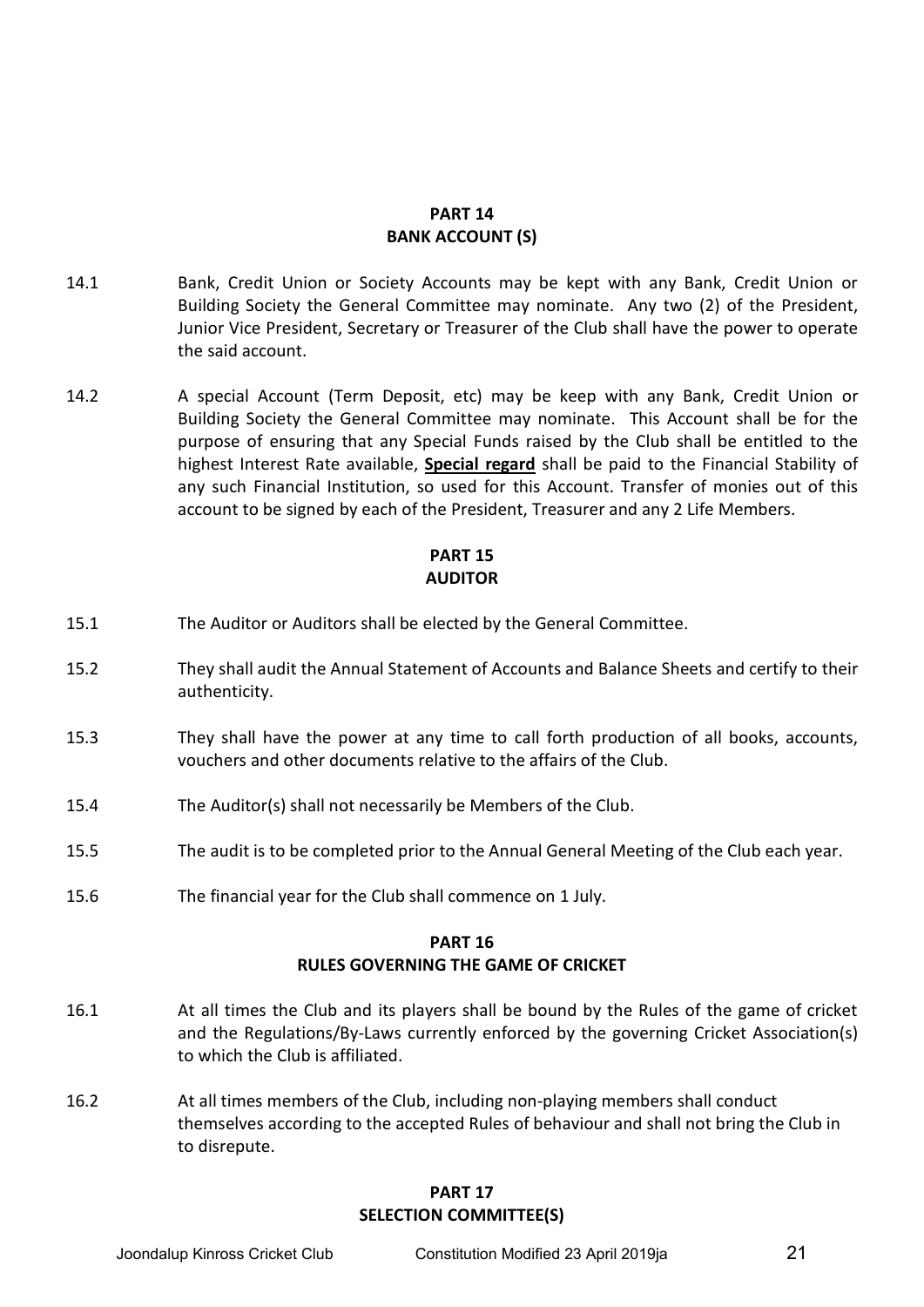## PART 14
## BANK ACCOUNT (S)

14.1 Bank, Credit Union or Society Accounts may be kept with any Bank, Credit Union or Building Society the General Committee may nominate. Any two (2) of the President, Junior Vice President, Secretary or Treasurer of the Club shall have the power to operate the said account.

14.2 A special Account (Term Deposit, etc) may be keep with any Bank, Credit Union or Building Society the General Committee may nominate. This Account shall be for the purpose of ensuring that any Special Funds raised by the Club shall be entitled to the highest Interest Rate available, **<u>Special regard</u>** shall be paid to the Financial Stability of any such Financial Institution, so used for this Account. Transfer of monies out of this account to be signed by each of the President, Treasurer and any 2 Life Members.

## PART 15
## AUDITOR

15.1 The Auditor or Auditors shall be elected by the General Committee.

15.2 They shall audit the Annual Statement of Accounts and Balance Sheets and certify to their authenticity.

15.3 They shall have the power at any time to call forth production of all books, accounts, vouchers and other documents relative to the affairs of the Club.

15.4 The Auditor(s) shall not necessarily be Members of the Club.

15.5 The audit is to be completed prior to the Annual General Meeting of the Club each year.

15.6 The financial year for the Club shall commence on 1 July.

## PART 16
## RULES GOVERNING THE GAME OF CRICKET

16.1 At all times the Club and its players shall be bound by the Rules of the game of cricket and the Regulations/By-Laws currently enforced by the governing Cricket Association(s) to which the Club is affiliated.

16.2 At all times members of the Club, including non-playing members shall conduct themselves according to the accepted Rules of behaviour and shall not bring the Club in to disrepute.

## PART 17
## SELECTION COMMITTEE(S)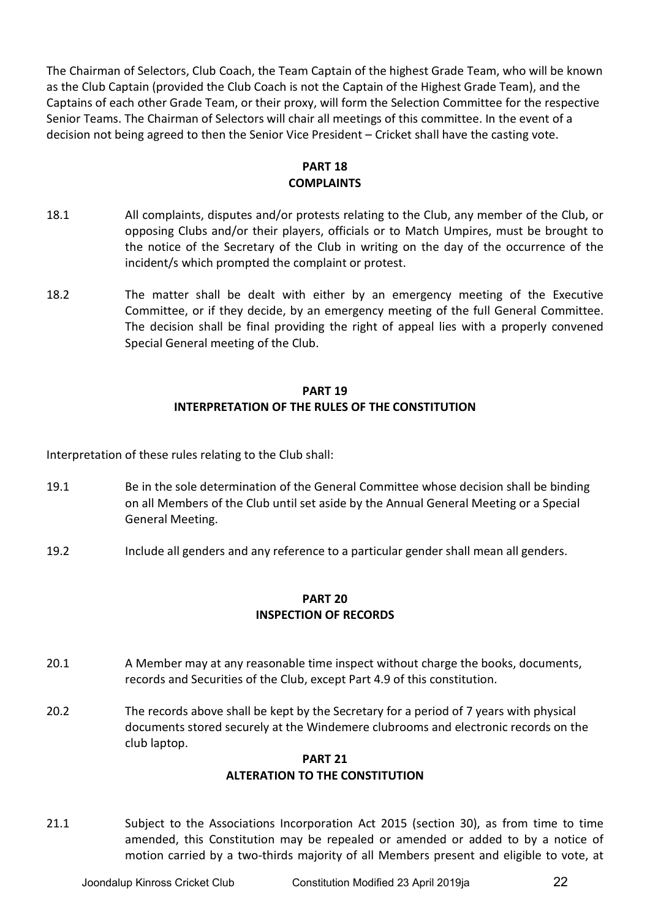The Chairman of Selectors, Club Coach, the Team Captain of the highest Grade Team, who will be known as the Club Captain (provided the Club Coach is not the Captain of the Highest Grade Team), and the Captains of each other Grade Team, or their proxy, will form the Selection Committee for the respective Senior Teams. The Chairman of Selectors will chair all meetings of this committee. In the event of a decision not being agreed to then the Senior Vice President – Cricket shall have the casting vote.

## PART 18
## COMPLAINTS

18.1 All complaints, disputes and/or protests relating to the Club, any member of the Club, or opposing Clubs and/or their players, officials or to Match Umpires, must be brought to the notice of the Secretary of the Club in writing on the day of the occurrence of the incident/s which prompted the complaint or protest.

18.2 The matter shall be dealt with either by an emergency meeting of the Executive Committee, or if they decide, by an emergency meeting of the full General Committee. The decision shall be final providing the right of appeal lies with a properly convened Special General meeting of the Club.

## PART 19
## INTERPRETATION OF THE RULES OF THE CONSTITUTION

Interpretation of these rules relating to the Club shall:

19.1 Be in the sole determination of the General Committee whose decision shall be binding on all Members of the Club until set aside by the Annual General Meeting or a Special General Meeting.

19.2 Include all genders and any reference to a particular gender shall mean all genders.

## PART 20
## INSPECTION OF RECORDS

20.1 A Member may at any reasonable time inspect without charge the books, documents, records and Securities of the Club, except Part 4.9 of this constitution.

20.2 The records above shall be kept by the Secretary for a period of 7 years with physical documents stored securely at the Windemere clubrooms and electronic records on the club laptop.

## PART 21
## ALTERATION TO THE CONSTITUTION

21.1 Subject to the Associations Incorporation Act 2015 (section 30), as from time to time amended, this Constitution may be repealed or amended or added to by a notice of motion carried by a two-thirds majority of all Members present and eligible to vote, at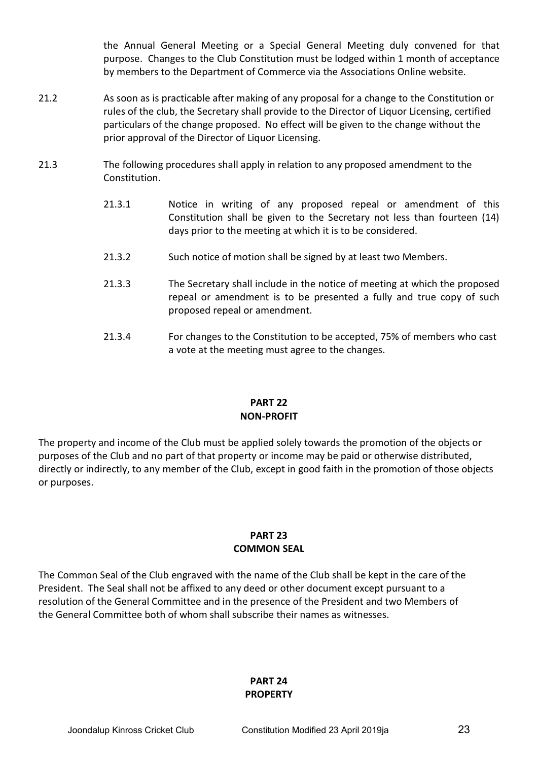the Annual General Meeting or a Special General Meeting duly convened for that purpose. Changes to the Club Constitution must be lodged within 1 month of acceptance by members to the Department of Commerce via the Associations Online website.

21.2 As soon as is practicable after making of any proposal for a change to the Constitution or rules of the club, the Secretary shall provide to the Director of Liquor Licensing, certified particulars of the change proposed. No effect will be given to the change without the prior approval of the Director of Liquor Licensing.

21.3 The following procedures shall apply in relation to any proposed amendment to the Constitution.

21.3.1 Notice in writing of any proposed repeal or amendment of this Constitution shall be given to the Secretary not less than fourteen (14) days prior to the meeting at which it is to be considered.

21.3.2 Such notice of motion shall be signed by at least two Members.

21.3.3 The Secretary shall include in the notice of meeting at which the proposed repeal or amendment is to be presented a fully and true copy of such proposed repeal or amendment.

21.3.4 For changes to the Constitution to be accepted, 75% of members who cast a vote at the meeting must agree to the changes.

## PART 22
## NON-PROFIT

The property and income of the Club must be applied solely towards the promotion of the objects or purposes of the Club and no part of that property or income may be paid or otherwise distributed, directly or indirectly, to any member of the Club, except in good faith in the promotion of those objects or purposes.

## PART 23
## COMMON SEAL

The Common Seal of the Club engraved with the name of the Club shall be kept in the care of the President. The Seal shall not be affixed to any deed or other document except pursuant to a resolution of the General Committee and in the presence of the President and two Members of the General Committee both of whom shall subscribe their names as witnesses.

## PART 24
## PROPERTY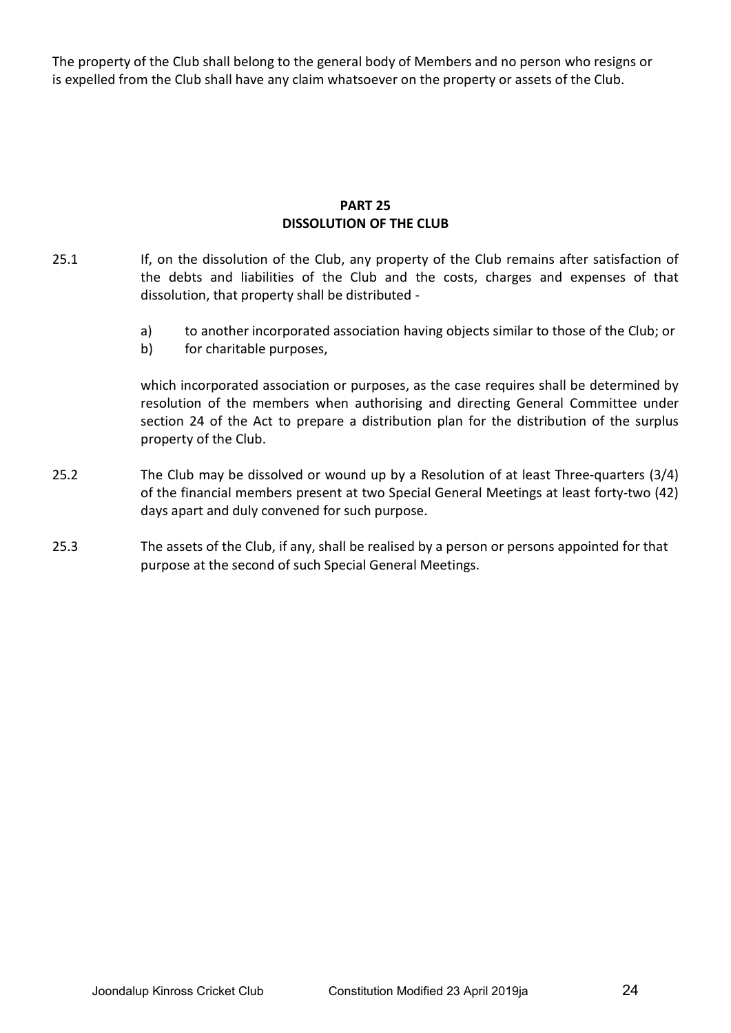The property of the Club shall belong to the general body of Members and no person who resigns or is expelled from the Club shall have any claim whatsoever on the property or assets of the Club.

## PART 25
## DISSOLUTION OF THE CLUB

25.1 If, on the dissolution of the Club, any property of the Club remains after satisfaction of the debts and liabilities of the Club and the costs, charges and expenses of that dissolution, that property shall be distributed -

a) to another incorporated association having objects similar to those of the Club; or
b) for charitable purposes,

which incorporated association or purposes, as the case requires shall be determined by resolution of the members when authorising and directing General Committee under section 24 of the Act to prepare a distribution plan for the distribution of the surplus property of the Club.

25.2 The Club may be dissolved or wound up by a Resolution of at least Three-quarters (3/4) of the financial members present at two Special General Meetings at least forty-two (42) days apart and duly convened for such purpose.

25.3 The assets of the Club, if any, shall be realised by a person or persons appointed for that purpose at the second of such Special General Meetings.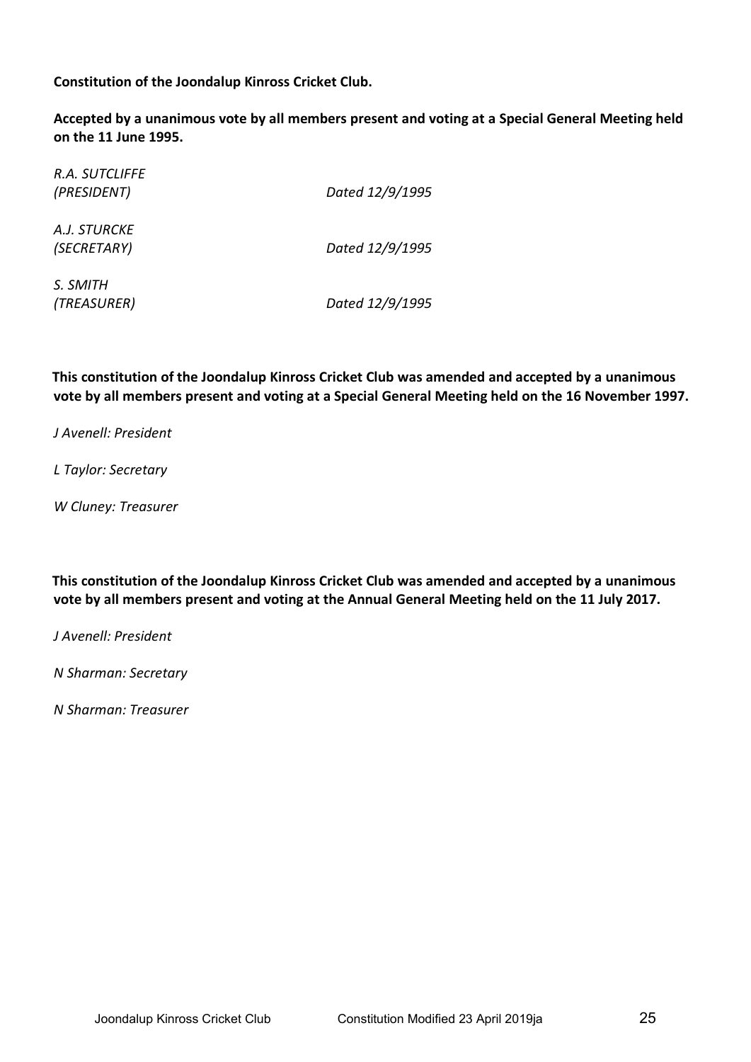**Constitution of the Joondalup Kinross Cricket Club.**

**Accepted by a unanimous vote by all members present and voting at a Special General Meeting held on the 11 June 1995.**

| | |
|---|---|
| *R.A. SUTCLIFFE (PRESIDENT)* | *Dated 12/9/1995* |
| *A.J. STURCKE (SECRETARY)* | *Dated 12/9/1995* |
| *S. SMITH (TREASURER)* | *Dated 12/9/1995* |

**This constitution of the Joondalup Kinross Cricket Club was amended and accepted by a unanimous vote by all members present and voting at a Special General Meeting held on the 16 November 1997.**

*J Avenell: President*

*L Taylor: Secretary*

*W Cluney: Treasurer*

**This constitution of the Joondalup Kinross Cricket Club was amended and accepted by a unanimous vote by all members present and voting at the Annual General Meeting held on the 11 July 2017.**

*J Avenell: President*

*N Sharman: Secretary*

*N Sharman: Treasurer*